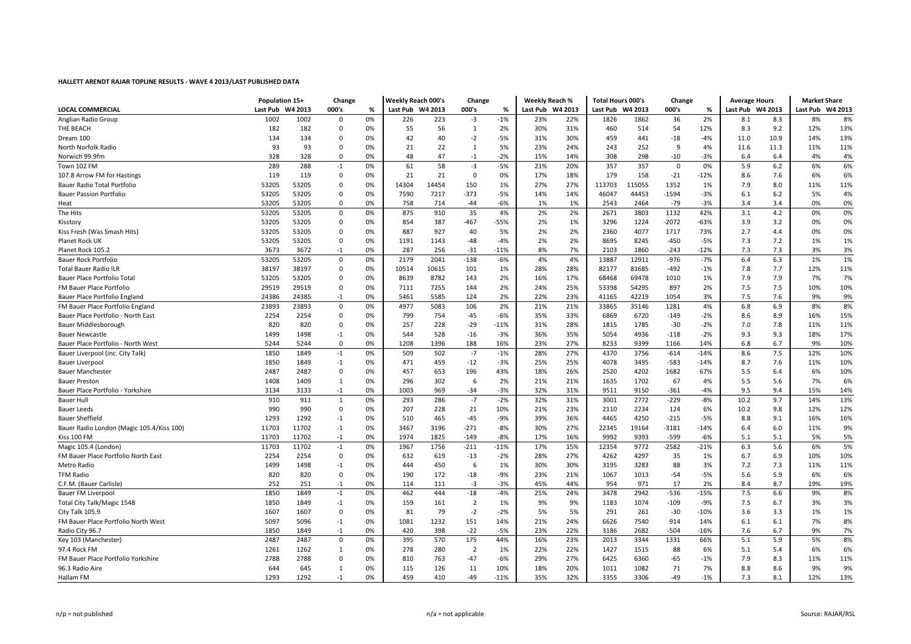**HALLETT ARENDT RAJAR TOPLINE RESULTS - WAVE 4 2013/LAST PUBLISHED DATA**

| | Population 15+ | | Change | | Weekly Reach 000's | | Change | | Weekly Reach % | | Total Hours 000's | | Change | | Average Hours | | Market Share | |
|---|---|---|---|---|---|---|---|---|---|---|---|---|---|---|---|---|---|---|
| **LOCAL COMMERCIAL** | Last Pub | W4 2013 | 000's | % | Last Pub | W4 2013 | 000's | % | Last Pub | W4 2013 | Last Pub | W4 2013 | 000's | % | Last Pub | W4 2013 | Last Pub | W4 2013 |
| Anglian Radio Group | 1002 | 1002 | 0 | 0% | 226 | 223 | -3 | -1% | 23% | 22% | 1826 | 1862 | 36 | 2% | 8.1 | 8.3 | 8% | 8% |
| THE BEACH | 182 | 182 | 0 | 0% | 55 | 56 | 1 | 2% | 30% | 31% | 460 | 514 | 54 | 12% | 8.3 | 9.2 | 12% | 13% |
| Dream 100 | 134 | 134 | 0 | 0% | 42 | 40 | -2 | -5% | 31% | 30% | 459 | 441 | -18 | -4% | 11.0 | 10.9 | 14% | 13% |
| North Norfolk Radio | 93 | 93 | 0 | 0% | 21 | 22 | 1 | 5% | 23% | 24% | 243 | 252 | 9 | 4% | 11.6 | 11.3 | 11% | 11% |
| Norwich 99.9fm | 328 | 328 | 0 | 0% | 48 | 47 | -1 | -2% | 15% | 14% | 308 | 298 | -10 | -3% | 6.4 | 6.4 | 4% | 4% |
| Town 102 FM | 289 | 288 | -1 | 0% | 61 | 58 | -3 | -5% | 21% | 20% | 357 | 357 | 0 | 0% | 5.9 | 6.2 | 6% | 6% |
| 107.8 Arrow FM for Hastings | 119 | 119 | 0 | 0% | 21 | 21 | 0 | 0% | 17% | 18% | 179 | 158 | -21 | -12% | 8.6 | 7.6 | 6% | 6% |
| Bauer Radio Total Portfolio | 53205 | 53205 | 0 | 0% | 14304 | 14454 | 150 | 1% | 27% | 27% | 113703 | 115055 | 1352 | 1% | 7.9 | 8.0 | 11% | 11% |
| Bauer Passion Portfolio | 53205 | 53205 | 0 | 0% | 7590 | 7217 | -373 | -5% | 14% | 14% | 46047 | 44453 | -1594 | -3% | 6.1 | 6.2 | 5% | 4% |
| Heat | 53205 | 53205 | 0 | 0% | 758 | 714 | -44 | -6% | 1% | 1% | 2543 | 2464 | -79 | -3% | 3.4 | 3.4 | 0% | 0% |
| The Hits | 53205 | 53205 | 0 | 0% | 875 | 910 | 35 | 4% | 2% | 2% | 2671 | 3803 | 1132 | 42% | 3.1 | 4.2 | 0% | 0% |
| Kisstory | 53205 | 53205 | 0 | 0% | 854 | 387 | -467 | -55% | 2% | 1% | 3296 | 1224 | -2072 | -63% | 3.9 | 3.2 | 0% | 0% |
| Kiss Fresh (Was Smash Hits) | 53205 | 53205 | 0 | 0% | 887 | 927 | 40 | 5% | 2% | 2% | 2360 | 4077 | 1717 | 73% | 2.7 | 4.4 | 0% | 0% |
| Planet Rock UK | 53205 | 53205 | 0 | 0% | 1191 | 1143 | -48 | -4% | 2% | 2% | 8695 | 8245 | -450 | -5% | 7.3 | 7.2 | 1% | 1% |
| Planet Rock 105.2 | 3673 | 3672 | -1 | 0% | 287 | 256 | -31 | -11% | 8% | 7% | 2103 | 1860 | -243 | -12% | 7.3 | 7.3 | 3% | 3% |
| Bauer Rock Portfolio | 53205 | 53205 | 0 | 0% | 2179 | 2041 | -138 | -6% | 4% | 4% | 13887 | 12911 | -976 | -7% | 6.4 | 6.3 | 1% | 1% |
| Total Bauer Radio ILR | 38197 | 38197 | 0 | 0% | 10514 | 10615 | 101 | 1% | 28% | 28% | 82177 | 81685 | -492 | -1% | 7.8 | 7.7 | 12% | 11% |
| Bauer Place Portfolio Total | 53205 | 53205 | 0 | 0% | 8639 | 8782 | 143 | 2% | 16% | 17% | 68468 | 69478 | 1010 | 1% | 7.9 | 7.9 | 7% | 7% |
| FM Bauer Place Portfolio | 29519 | 29519 | 0 | 0% | 7111 | 7255 | 144 | 2% | 24% | 25% | 53398 | 54295 | 897 | 2% | 7.5 | 7.5 | 10% | 10% |
| Bauer Place Portfolio England | 24386 | 24385 | -1 | 0% | 5461 | 5585 | 124 | 2% | 22% | 23% | 41165 | 42219 | 1054 | 3% | 7.5 | 7.6 | 9% | 9% |
| FM Bauer Place Portfolio England | 23893 | 23893 | 0 | 0% | 4977 | 5083 | 106 | 2% | 21% | 21% | 33865 | 35146 | 1281 | 4% | 6.8 | 6.9 | 8% | 8% |
| Bauer Place Portfolio - North East | 2254 | 2254 | 0 | 0% | 799 | 754 | -45 | -6% | 35% | 33% | 6869 | 6720 | -149 | -2% | 8.6 | 8.9 | 16% | 15% |
| Bauer Middlesborough | 820 | 820 | 0 | 0% | 257 | 228 | -29 | -11% | 31% | 28% | 1815 | 1785 | -30 | -2% | 7.0 | 7.8 | 11% | 11% |
| Bauer Newcastle | 1499 | 1498 | -1 | 0% | 544 | 528 | -16 | -3% | 36% | 35% | 5054 | 4936 | -118 | -2% | 9.3 | 9.3 | 18% | 17% |
| Bauer Place Portfolio - North West | 5244 | 5244 | 0 | 0% | 1208 | 1396 | 188 | 16% | 23% | 27% | 8233 | 9399 | 1166 | 14% | 6.8 | 6.7 | 9% | 10% |
| Bauer Liverpool (inc. City Talk) | 1850 | 1849 | -1 | 0% | 509 | 502 | -7 | -1% | 28% | 27% | 4370 | 3756 | -614 | -14% | 8.6 | 7.5 | 12% | 10% |
| Bauer Liverpool | 1850 | 1849 | -1 | 0% | 471 | 459 | -12 | -3% | 25% | 25% | 4078 | 3495 | -583 | -14% | 8.7 | 7.6 | 11% | 10% |
| Bauer Manchester | 2487 | 2487 | 0 | 0% | 457 | 653 | 196 | 43% | 18% | 26% | 2520 | 4202 | 1682 | 67% | 5.5 | 6.4 | 6% | 10% |
| Bauer Preston | 1408 | 1409 | 1 | 0% | 296 | 302 | 6 | 2% | 21% | 21% | 1635 | 1702 | 67 | 4% | 5.5 | 5.6 | 7% | 6% |
| Bauer Place Portfolio - Yorkshire | 3134 | 3133 | -1 | 0% | 1003 | 969 | -34 | -3% | 32% | 31% | 9511 | 9150 | -361 | -4% | 9.5 | 9.4 | 15% | 14% |
| Bauer Hull | 910 | 911 | 1 | 0% | 293 | 286 | -7 | -2% | 32% | 31% | 3001 | 2772 | -229 | -8% | 10.2 | 9.7 | 14% | 13% |
| Bauer Leeds | 990 | 990 | 0 | 0% | 207 | 228 | 21 | 10% | 21% | 23% | 2110 | 2234 | 124 | 6% | 10.2 | 9.8 | 12% | 12% |
| Bauer Sheffield | 1293 | 1292 | -1 | 0% | 510 | 465 | -45 | -9% | 39% | 36% | 4465 | 4250 | -215 | -5% | 8.8 | 9.1 | 16% | 16% |
| Bauer Radio London (Magic 105.4/Kiss 100) | 11703 | 11702 | -1 | 0% | 3467 | 3196 | -271 | -8% | 30% | 27% | 22345 | 19164 | -3181 | -14% | 6.4 | 6.0 | 11% | 9% |
| Kiss 100 FM | 11703 | 11702 | -1 | 0% | 1974 | 1825 | -149 | -8% | 17% | 16% | 9992 | 9393 | -599 | -6% | 5.1 | 5.1 | 5% | 5% |
| Magic 105.4 (London) | 11703 | 11702 | -1 | 0% | 1967 | 1756 | -211 | -11% | 17% | 15% | 12354 | 9772 | -2582 | -21% | 6.3 | 5.6 | 6% | 5% |
| FM Bauer Place Portfolio North East | 2254 | 2254 | 0 | 0% | 632 | 619 | -13 | -2% | 28% | 27% | 4262 | 4297 | 35 | 1% | 6.7 | 6.9 | 10% | 10% |
| Metro Radio | 1499 | 1498 | -1 | 0% | 444 | 450 | 6 | 1% | 30% | 30% | 3195 | 3283 | 88 | 3% | 7.2 | 7.3 | 11% | 11% |
| TFM Radio | 820 | 820 | 0 | 0% | 190 | 172 | -18 | -9% | 23% | 21% | 1067 | 1013 | -54 | -5% | 5.6 | 5.9 | 6% | 6% |
| C.F.M. (Bauer Carlisle) | 252 | 251 | -1 | 0% | 114 | 111 | -3 | -3% | 45% | 44% | 954 | 971 | 17 | 2% | 8.4 | 8.7 | 19% | 19% |
| Bauer FM Liverpool | 1850 | 1849 | -1 | 0% | 462 | 444 | -18 | -4% | 25% | 24% | 3478 | 2942 | -536 | -15% | 7.5 | 6.6 | 9% | 8% |
| Total City Talk/Magic 1548 | 1850 | 1849 | -1 | 0% | 159 | 161 | 2 | 1% | 9% | 9% | 1183 | 1074 | -109 | -9% | 7.5 | 6.7 | 3% | 3% |
| City Talk 105.9 | 1607 | 1607 | 0 | 0% | 81 | 79 | -2 | -2% | 5% | 5% | 291 | 261 | -30 | -10% | 3.6 | 3.3 | 1% | 1% |
| FM Bauer Place Portfolio North West | 5097 | 5096 | -1 | 0% | 1081 | 1232 | 151 | 14% | 21% | 24% | 6626 | 7540 | 914 | 14% | 6.1 | 6.1 | 7% | 8% |
| Radio City 96.7 | 1850 | 1849 | -1 | 0% | 420 | 398 | -22 | -5% | 23% | 22% | 3186 | 2682 | -504 | -16% | 7.6 | 6.7 | 9% | 7% |
| Key 103 (Manchester) | 2487 | 2487 | 0 | 0% | 395 | 570 | 175 | 44% | 16% | 23% | 2013 | 3344 | 1331 | 66% | 5.1 | 5.9 | 5% | 8% |
| 97.4 Rock FM | 1261 | 1262 | 1 | 0% | 278 | 280 | 2 | 1% | 22% | 22% | 1427 | 1515 | 88 | 6% | 5.1 | 5.4 | 6% | 6% |
| FM Bauer Place Portfolio Yorkshire | 2788 | 2788 | 0 | 0% | 810 | 763 | -47 | -6% | 29% | 27% | 6425 | 6360 | -65 | -1% | 7.9 | 8.3 | 11% | 11% |
| 96.3 Radio Aire | 644 | 645 | 1 | 0% | 115 | 126 | 11 | 10% | 18% | 20% | 1011 | 1082 | 71 | 7% | 8.8 | 8.6 | 9% | 9% |
| Hallam FM | 1293 | 1292 | -1 | 0% | 459 | 410 | -49 | -11% | 35% | 32% | 3355 | 3306 | -49 | -1% | 7.3 | 8.1 | 12% | 13% |

n/p = not published    n/a = not applicable    Source: RAJAR/RSL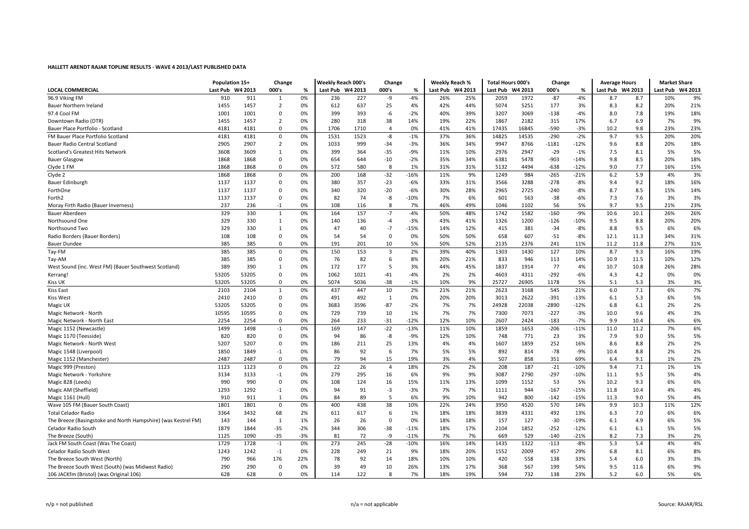**HALLETT ARENDT RAJAR TOPLINE RESULTS - WAVE 4 2013/LAST PUBLISHED DATA**

| LOCAL COMMERCIAL | Population 15+ | | Change | | Weekly Reach 000's | | Change | | Weekly Reach % | | Total Hours 000's | | Change | | Average Hours | | Market Share | |
|---|---|---|---|---|---|---|---|---|---|---|---|---|---|---|---|---|---|---|
| | Last Pub | W4 2013 | 000's | % | Last Pub | W4 2013 | 000's | % | Last Pub | W4 2013 | Last Pub | W4 2013 | 000's | % | Last Pub | W4 2013 | Last Pub | W4 2013 |
| 96.9 Viking FM | 910 | 911 | 1 | 0% | 236 | 227 | -9 | -4% | 26% | 25% | 2059 | 1972 | -87 | -4% | 8.7 | 8.7 | 10% | 9% |
| Bauer Northern Ireland | 1455 | 1457 | 2 | 0% | 612 | 637 | 25 | 4% | 42% | 44% | 5074 | 5251 | 177 | 3% | 8.3 | 8.2 | 20% | 21% |
| 97.4 Cool FM | 1001 | 1001 | 0 | 0% | 399 | 393 | -6 | -2% | 40% | 39% | 3207 | 3069 | -138 | -4% | 8.0 | 7.8 | 19% | 18% |
| Downtown Radio (DTR) | 1455 | 1457 | 2 | 0% | 280 | 318 | 38 | 14% | 19% | 22% | 1867 | 2182 | 315 | 17% | 6.7 | 6.9 | 7% | 9% |
| Bauer Place Portfolio - Scotland | 4181 | 4181 | 0 | 0% | 1706 | 1710 | 4 | 0% | 41% | 41% | 17435 | 16845 | -590 | -3% | 10.2 | 9.8 | 23% | 23% |
| FM Bauer Place Portfolio Scotland | 4181 | 4181 | 0 | 0% | 1531 | 1523 | -8 | -1% | 37% | 36% | 14825 | 14535 | -290 | -2% | 9.7 | 9.5 | 20% | 20% |
| Bauer Radio Central Scotland | 2905 | 2907 | 2 | 0% | 1033 | 999 | -34 | -3% | 36% | 34% | 9947 | 8766 | -1181 | -12% | 9.6 | 8.8 | 20% | 18% |
| Scotland's Greatest Hits Network | 3608 | 3609 | 1 | 0% | 399 | 364 | -35 | -9% | 11% | 10% | 2976 | 2947 | -29 | -1% | 7.5 | 8.1 | 5% | 5% |
| Bauer Glasgow | 1868 | 1868 | 0 | 0% | 654 | 644 | -10 | -2% | 35% | 34% | 6381 | 5478 | -903 | -14% | 9.8 | 8.5 | 20% | 18% |
| Clyde 1 FM | 1868 | 1868 | 0 | 0% | 572 | 580 | 8 | 1% | 31% | 31% | 5132 | 4494 | -638 | -12% | 9.0 | 7.7 | 16% | 15% |
| Clyde 2 | 1868 | 1868 | 0 | 0% | 200 | 168 | -32 | -16% | 11% | 9% | 1249 | 984 | -265 | -21% | 6.2 | 5.9 | 4% | 3% |
| Bauer Edinburgh | 1137 | 1137 | 0 | 0% | 380 | 357 | -23 | -6% | 33% | 31% | 3566 | 3288 | -278 | -8% | 9.4 | 9.2 | 18% | 16% |
| ForthOne | 1137 | 1137 | 0 | 0% | 340 | 320 | -20 | -6% | 30% | 28% | 2965 | 2725 | -240 | -8% | 8.7 | 8.5 | 15% | 14% |
| Forth2 | 1137 | 1137 | 0 | 0% | 82 | 74 | -8 | -10% | 7% | 6% | 601 | 563 | -38 | -6% | 7.3 | 7.6 | 3% | 3% |
| Moray Firth Radio (Bauer Inverness) | 237 | 236 | -1 | 0% | 108 | 116 | 8 | 7% | 46% | 49% | 1046 | 1102 | 56 | 5% | 9.7 | 9.5 | 21% | 23% |
| Bauer Aberdeen | 329 | 330 | 1 | 0% | 164 | 157 | -7 | -4% | 50% | 48% | 1742 | 1582 | -160 | -9% | 10.6 | 10.1 | 26% | 26% |
| Northsound One | 329 | 330 | 1 | 0% | 140 | 136 | -4 | -3% | 43% | 41% | 1326 | 1200 | -126 | -10% | 9.5 | 8.8 | 20% | 20% |
| Northsound Two | 329 | 330 | 1 | 0% | 47 | 40 | -7 | -15% | 14% | 12% | 415 | 381 | -34 | -8% | 8.8 | 9.5 | 6% | 6% |
| Radio Borders (Bauer Borders) | 108 | 108 | 0 | 0% | 54 | 54 | 0 | 0% | 50% | 50% | 658 | 607 | -51 | -8% | 12.1 | 11.3 | 34% | 31% |
| Bauer Dundee | 385 | 385 | 0 | 0% | 191 | 201 | 10 | 5% | 50% | 52% | 2135 | 2376 | 241 | 11% | 11.2 | 11.8 | 27% | 31% |
| Tay-FM | 385 | 385 | 0 | 0% | 150 | 153 | 3 | 2% | 39% | 40% | 1303 | 1430 | 127 | 10% | 8.7 | 9.3 | 16% | 19% |
| Tay-AM | 385 | 385 | 0 | 0% | 76 | 82 | 6 | 8% | 20% | 21% | 833 | 946 | 113 | 14% | 10.9 | 11.5 | 10% | 12% |
| West Sound (inc. West FM) (Bauer Southwest Scotland) | 389 | 390 | 1 | 0% | 172 | 177 | 5 | 3% | 44% | 45% | 1837 | 1914 | 77 | 4% | 10.7 | 10.8 | 26% | 28% |
| Kerrang! | 53205 | 53205 | 0 | 0% | 1062 | 1021 | -41 | -4% | 2% | 2% | 4603 | 4311 | -292 | -6% | 4.3 | 4.2 | 0% | 0% |
| Kiss UK | 53205 | 53205 | 0 | 0% | 5074 | 5036 | -38 | -1% | 10% | 9% | 25727 | 26905 | 1178 | 5% | 5.1 | 5.3 | 3% | 3% |
| Kiss East | 2103 | 2104 | 1 | 0% | 437 | 447 | 10 | 2% | 21% | 21% | 2623 | 3168 | 545 | 21% | 6.0 | 7.1 | 6% | 7% |
| Kiss West | 2410 | 2410 | 0 | 0% | 491 | 492 | 1 | 0% | 20% | 20% | 3013 | 2622 | -391 | -13% | 6.1 | 5.3 | 6% | 5% |
| Magic UK | 53205 | 53205 | 0 | 0% | 3683 | 3596 | -87 | -2% | 7% | 7% | 24928 | 22038 | -2890 | -12% | 6.8 | 6.1 | 2% | 2% |
| Magic Network - North | 10595 | 10595 | 0 | 0% | 729 | 739 | 10 | 1% | 7% | 7% | 7300 | 7073 | -227 | -3% | 10.0 | 9.6 | 4% | 3% |
| Magic Network - North East | 2254 | 2254 | 0 | 0% | 264 | 233 | -31 | -12% | 12% | 10% | 2607 | 2424 | -183 | -7% | 9.9 | 10.4 | 6% | 6% |
| Magic 1152 (Newcastle) | 1499 | 1498 | -1 | 0% | 169 | 147 | -22 | -13% | 11% | 10% | 1859 | 1653 | -206 | -11% | 11.0 | 11.2 | 7% | 6% |
| Magic 1170 (Teesside) | 820 | 820 | 0 | 0% | 94 | 86 | -8 | -9% | 12% | 10% | 748 | 771 | 23 | 3% | 7.9 | 9.0 | 5% | 5% |
| Magic Network - North West | 5207 | 5207 | 0 | 0% | 186 | 211 | 25 | 13% | 4% | 4% | 1607 | 1859 | 252 | 16% | 8.6 | 8.8 | 2% | 2% |
| Magic 1548 (Liverpool) | 1850 | 1849 | -1 | 0% | 86 | 92 | 6 | 7% | 5% | 5% | 892 | 814 | -78 | -9% | 10.4 | 8.8 | 2% | 2% |
| Magic 1152 (Manchester) | 2487 | 2487 | 0 | 0% | 79 | 94 | 15 | 19% | 3% | 4% | 507 | 858 | 351 | 69% | 6.4 | 9.1 | 1% | 2% |
| Magic 999 (Preston) | 1123 | 1123 | 0 | 0% | 22 | 26 | 4 | 18% | 2% | 2% | 208 | 187 | -21 | -10% | 9.4 | 7.1 | 1% | 1% |
| Magic Network - Yorkshire | 3134 | 3133 | -1 | 0% | 279 | 295 | 16 | 6% | 9% | 9% | 3087 | 2790 | -297 | -10% | 11.1 | 9.5 | 5% | 4% |
| Magic 828 (Leeds) | 990 | 990 | 0 | 0% | 108 | 124 | 16 | 15% | 11% | 13% | 1099 | 1152 | 53 | 5% | 10.2 | 9.3 | 6% | 6% |
| Magic AM (Sheffield) | 1293 | 1292 | -1 | 0% | 94 | 91 | -3 | -3% | 7% | 7% | 1111 | 944 | -167 | -15% | 11.8 | 10.4 | 4% | 4% |
| Magic 1161 (Hull) | 910 | 911 | 1 | 0% | 84 | 89 | 5 | 6% | 9% | 10% | 942 | 800 | -142 | -15% | 11.3 | 9.0 | 5% | 4% |
| Wave 105 FM (Bauer South Coast) | 1801 | 1801 | 0 | 0% | 400 | 438 | 38 | 10% | 22% | 24% | 3950 | 4520 | 570 | 14% | 9.9 | 10.3 | 11% | 12% |
| Total Celador Radio | 3364 | 3432 | 68 | 2% | 611 | 617 | 6 | 1% | 18% | 18% | 3839 | 4331 | 492 | 13% | 6.3 | 7.0 | 6% | 6% |
| The Breeze (Basingstoke and North Hampshire) (was Kestrel FM) | 143 | 144 | 1 | 1% | 26 | 26 | 0 | 0% | 18% | 18% | 157 | 127 | -30 | -19% | 6.1 | 4.9 | 6% | 5% |
| Celador Radio South | 1879 | 1844 | -35 | -2% | 344 | 306 | -38 | -11% | 18% | 17% | 2104 | 1852 | -252 | -12% | 6.1 | 6.1 | 5% | 5% |
| The Breeze (South) | 1125 | 1090 | -35 | -3% | 81 | 72 | -9 | -11% | 7% | 7% | 669 | 529 | -140 | -21% | 8.2 | 7.3 | 3% | 2% |
| Jack FM South Coast (Was The Coast) | 1729 | 1728 | -1 | 0% | 273 | 245 | -28 | -10% | 16% | 14% | 1435 | 1322 | -113 | -8% | 5.3 | 5.4 | 4% | 4% |
| Celador Radio South West | 1243 | 1242 | -1 | 0% | 228 | 249 | 21 | 9% | 18% | 20% | 1552 | 2009 | 457 | 29% | 6.8 | 8.1 | 6% | 8% |
| The Breeze South West (North) | 790 | 966 | 176 | 22% | 78 | 92 | 14 | 18% | 10% | 10% | 420 | 558 | 138 | 33% | 5.4 | 6.0 | 3% | 3% |
| The Breeze South West (South) (was Midwest Radio) | 290 | 290 | 0 | 0% | 39 | 49 | 10 | 26% | 13% | 17% | 368 | 567 | 199 | 54% | 9.5 | 11.6 | 6% | 9% |
| 106 JACKfm (Bristol) (was Original 106) | 628 | 628 | 0 | 0% | 114 | 122 | 8 | 7% | 18% | 19% | 594 | 732 | 138 | 23% | 5.2 | 6.0 | 5% | 6% |

n/p = not published n/a = not applicable Source: RAJAR/RSL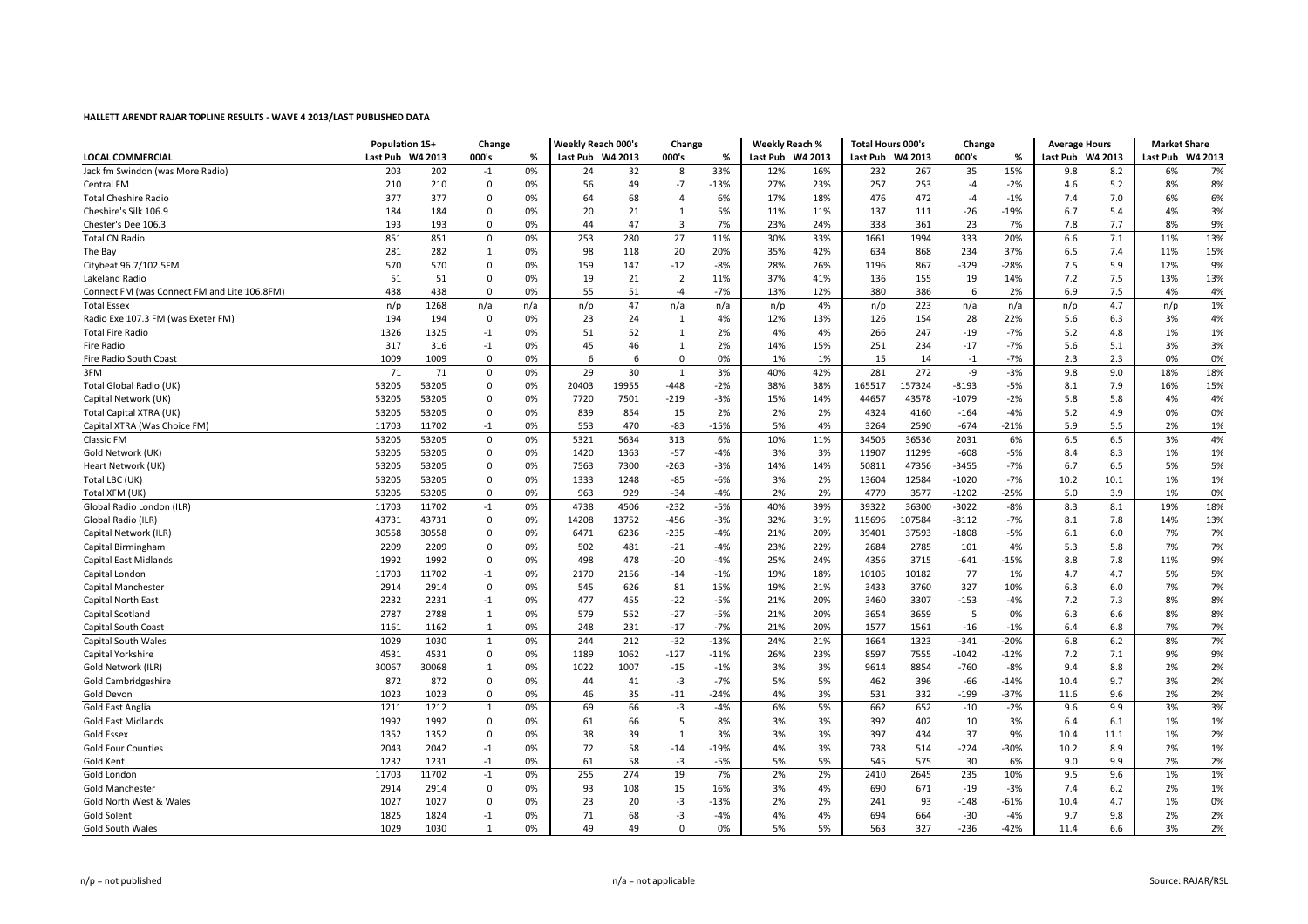**HALLETT ARENDT RAJAR TOPLINE RESULTS - WAVE 4 2013/LAST PUBLISHED DATA**

| LOCAL COMMERCIAL | Population 15+ | | Change | | Weekly Reach 000's | | Change | | Weekly Reach % | | Total Hours 000's | | Change | | Average Hours | | Market Share | |
|---|---|---|---|---|---|---|---|---|---|---|---|---|---|---|---|---|---|---|
| | Last Pub | W4 2013 | 000's | % | Last Pub | W4 2013 | 000's | % | Last Pub | W4 2013 | Last Pub | W4 2013 | 000's | % | Last Pub | W4 2013 | Last Pub | W4 2013 |
| Jack fm Swindon (was More Radio) | 203 | 202 | -1 | 0% | 24 | 32 | 8 | 33% | 12% | 16% | 232 | 267 | 35 | 15% | 9.8 | 8.2 | 6% | 7% |
| Central FM | 210 | 210 | 0 | 0% | 56 | 49 | -7 | -13% | 27% | 23% | 257 | 253 | -4 | -2% | 4.6 | 5.2 | 8% | 8% |
| Total Cheshire Radio | 377 | 377 | 0 | 0% | 64 | 68 | 4 | 6% | 17% | 18% | 476 | 472 | -4 | -1% | 7.4 | 7.0 | 6% | 6% |
| Cheshire's Silk 106.9 | 184 | 184 | 0 | 0% | 20 | 21 | 1 | 5% | 11% | 11% | 137 | 111 | -26 | -19% | 6.7 | 5.4 | 4% | 3% |
| Chester's Dee 106.3 | 193 | 193 | 0 | 0% | 44 | 47 | 3 | 7% | 23% | 24% | 338 | 361 | 23 | 7% | 7.8 | 7.7 | 8% | 9% |
| Total CN Radio | 851 | 851 | 0 | 0% | 253 | 280 | 27 | 11% | 30% | 33% | 1661 | 1994 | 333 | 20% | 6.6 | 7.1 | 11% | 13% |
| The Bay | 281 | 282 | 1 | 0% | 98 | 118 | 20 | 20% | 35% | 42% | 634 | 868 | 234 | 37% | 6.5 | 7.4 | 11% | 15% |
| Citybeat 96.7/102.5FM | 570 | 570 | 0 | 0% | 159 | 147 | -12 | -8% | 28% | 26% | 1196 | 867 | -329 | -28% | 7.5 | 5.9 | 12% | 9% |
| Lakeland Radio | 51 | 51 | 0 | 0% | 19 | 21 | 2 | 11% | 37% | 41% | 136 | 155 | 19 | 14% | 7.2 | 7.5 | 13% | 13% |
| Connect FM (was Connect FM and Lite 106.8FM) | 438 | 438 | 0 | 0% | 55 | 51 | -4 | -7% | 13% | 12% | 380 | 386 | 6 | 2% | 6.9 | 7.5 | 4% | 4% |
| Total Essex | n/p | 1268 | n/a | n/a | n/p | 47 | n/a | n/a | n/p | 4% | n/p | 223 | n/a | n/a | n/p | 4.7 | n/p | 1% |
| Radio Exe 107.3 FM (was Exeter FM) | 194 | 194 | 0 | 0% | 23 | 24 | 1 | 4% | 12% | 13% | 126 | 154 | 28 | 22% | 5.6 | 6.3 | 3% | 4% |
| Total Fire Radio | 1326 | 1325 | -1 | 0% | 51 | 52 | 1 | 2% | 4% | 4% | 266 | 247 | -19 | -7% | 5.2 | 4.8 | 1% | 1% |
| Fire Radio | 317 | 316 | -1 | 0% | 45 | 46 | 1 | 2% | 14% | 15% | 251 | 234 | -17 | -7% | 5.6 | 5.1 | 3% | 3% |
| Fire Radio South Coast | 1009 | 1009 | 0 | 0% | 6 | 6 | 0 | 0% | 1% | 1% | 15 | 14 | -1 | -7% | 2.3 | 2.3 | 0% | 0% |
| 3FM | 71 | 71 | 0 | 0% | 29 | 30 | 1 | 3% | 40% | 42% | 281 | 272 | -9 | -3% | 9.8 | 9.0 | 18% | 18% |
| Total Global Radio (UK) | 53205 | 53205 | 0 | 0% | 20403 | 19955 | -448 | -2% | 38% | 38% | 165517 | 157324 | -8193 | -5% | 8.1 | 7.9 | 16% | 15% |
| Capital Network (UK) | 53205 | 53205 | 0 | 0% | 7720 | 7501 | -219 | -3% | 15% | 14% | 44657 | 43578 | -1079 | -2% | 5.8 | 5.8 | 4% | 4% |
| Total Capital XTRA (UK) | 53205 | 53205 | 0 | 0% | 839 | 854 | 15 | 2% | 2% | 2% | 4324 | 4160 | -164 | -4% | 5.2 | 4.9 | 0% | 0% |
| Capital XTRA (Was Choice FM) | 11703 | 11702 | -1 | 0% | 553 | 470 | -83 | -15% | 5% | 4% | 3264 | 2590 | -674 | -21% | 5.9 | 5.5 | 2% | 1% |
| Classic FM | 53205 | 53205 | 0 | 0% | 5321 | 5634 | 313 | 6% | 10% | 11% | 34505 | 36536 | 2031 | 6% | 6.5 | 6.5 | 3% | 4% |
| Gold Network (UK) | 53205 | 53205 | 0 | 0% | 1420 | 1363 | -57 | -4% | 3% | 3% | 11907 | 11299 | -608 | -5% | 8.4 | 8.3 | 1% | 1% |
| Heart Network (UK) | 53205 | 53205 | 0 | 0% | 7563 | 7300 | -263 | -3% | 14% | 14% | 50811 | 47356 | -3455 | -7% | 6.7 | 6.5 | 5% | 5% |
| Total LBC (UK) | 53205 | 53205 | 0 | 0% | 1333 | 1248 | -85 | -6% | 3% | 2% | 13604 | 12584 | -1020 | -7% | 10.2 | 10.1 | 1% | 1% |
| Total XFM (UK) | 53205 | 53205 | 0 | 0% | 963 | 929 | -34 | -4% | 2% | 2% | 4779 | 3577 | -1202 | -25% | 5.0 | 3.9 | 1% | 0% |
| Global Radio London (ILR) | 11703 | 11702 | -1 | 0% | 4738 | 4506 | -232 | -5% | 40% | 39% | 39322 | 36300 | -3022 | -8% | 8.3 | 8.1 | 19% | 18% |
| Global Radio (ILR) | 43731 | 43731 | 0 | 0% | 14208 | 13752 | -456 | -3% | 32% | 31% | 115696 | 107584 | -8112 | -7% | 8.1 | 7.8 | 14% | 13% |
| Capital Network (ILR) | 30558 | 30558 | 0 | 0% | 6471 | 6236 | -235 | -4% | 21% | 20% | 39401 | 37593 | -1808 | -5% | 6.1 | 6.0 | 7% | 7% |
| Capital Birmingham | 2209 | 2209 | 0 | 0% | 502 | 481 | -21 | -4% | 23% | 22% | 2684 | 2785 | 101 | 4% | 5.3 | 5.8 | 7% | 7% |
| Capital East Midlands | 1992 | 1992 | 0 | 0% | 498 | 478 | -20 | -4% | 25% | 24% | 4356 | 3715 | -641 | -15% | 8.8 | 7.8 | 11% | 9% |
| Capital London | 11703 | 11702 | -1 | 0% | 2170 | 2156 | -14 | -1% | 19% | 18% | 10105 | 10182 | 77 | 1% | 4.7 | 4.7 | 5% | 5% |
| Capital Manchester | 2914 | 2914 | 0 | 0% | 545 | 626 | 81 | 15% | 19% | 21% | 3433 | 3760 | 327 | 10% | 6.3 | 6.0 | 7% | 7% |
| Capital North East | 2232 | 2231 | -1 | 0% | 477 | 455 | -22 | -5% | 21% | 20% | 3460 | 3307 | -153 | -4% | 7.2 | 7.3 | 8% | 8% |
| Capital Scotland | 2787 | 2788 | 1 | 0% | 579 | 552 | -27 | -5% | 21% | 20% | 3654 | 3659 | 5 | 0% | 6.3 | 6.6 | 8% | 8% |
| Capital South Coast | 1161 | 1162 | 1 | 0% | 248 | 231 | -17 | -7% | 21% | 20% | 1577 | 1561 | -16 | -1% | 6.4 | 6.8 | 7% | 7% |
| Capital South Wales | 1029 | 1030 | 1 | 0% | 244 | 212 | -32 | -13% | 24% | 21% | 1664 | 1323 | -341 | -20% | 6.8 | 6.2 | 8% | 7% |
| Capital Yorkshire | 4531 | 4531 | 0 | 0% | 1189 | 1062 | -127 | -11% | 26% | 23% | 8597 | 7555 | -1042 | -12% | 7.2 | 7.1 | 9% | 9% |
| Gold Network (ILR) | 30067 | 30068 | 1 | 0% | 1022 | 1007 | -15 | -1% | 3% | 3% | 9614 | 8854 | -760 | -8% | 9.4 | 8.8 | 2% | 2% |
| Gold Cambridgeshire | 872 | 872 | 0 | 0% | 44 | 41 | -3 | -7% | 5% | 5% | 462 | 396 | -66 | -14% | 10.4 | 9.7 | 3% | 2% |
| Gold Devon | 1023 | 1023 | 0 | 0% | 46 | 35 | -11 | -24% | 4% | 3% | 531 | 332 | -199 | -37% | 11.6 | 9.6 | 2% | 2% |
| Gold East Anglia | 1211 | 1212 | 1 | 0% | 69 | 66 | -3 | -4% | 6% | 5% | 662 | 652 | -10 | -2% | 9.6 | 9.9 | 3% | 3% |
| Gold East Midlands | 1992 | 1992 | 0 | 0% | 61 | 66 | 5 | 8% | 3% | 3% | 392 | 402 | 10 | 3% | 6.4 | 6.1 | 1% | 1% |
| Gold Essex | 1352 | 1352 | 0 | 0% | 38 | 39 | 1 | 3% | 3% | 3% | 397 | 434 | 37 | 9% | 10.4 | 11.1 | 1% | 2% |
| Gold Four Counties | 2043 | 2042 | -1 | 0% | 72 | 58 | -14 | -19% | 4% | 3% | 738 | 514 | -224 | -30% | 10.2 | 8.9 | 2% | 1% |
| Gold Kent | 1232 | 1231 | -1 | 0% | 61 | 58 | -3 | -5% | 5% | 5% | 545 | 575 | 30 | 6% | 9.0 | 9.9 | 2% | 2% |
| Gold London | 11703 | 11702 | -1 | 0% | 255 | 274 | 19 | 7% | 2% | 2% | 2410 | 2645 | 235 | 10% | 9.5 | 9.6 | 1% | 1% |
| Gold Manchester | 2914 | 2914 | 0 | 0% | 93 | 108 | 15 | 16% | 3% | 4% | 690 | 671 | -19 | -3% | 7.4 | 6.2 | 2% | 1% |
| Gold North West & Wales | 1027 | 1027 | 0 | 0% | 23 | 20 | -3 | -13% | 2% | 2% | 241 | 93 | -148 | -61% | 10.4 | 4.7 | 1% | 0% |
| Gold Solent | 1825 | 1824 | -1 | 0% | 71 | 68 | -3 | -4% | 4% | 4% | 694 | 664 | -30 | -4% | 9.7 | 9.8 | 2% | 2% |
| Gold South Wales | 1029 | 1030 | 1 | 0% | 49 | 49 | 0 | 0% | 5% | 5% | 563 | 327 | -236 | -42% | 11.4 | 6.6 | 3% | 2% |

n/p = not published | n/a = not applicable | Source: RAJAR/RSL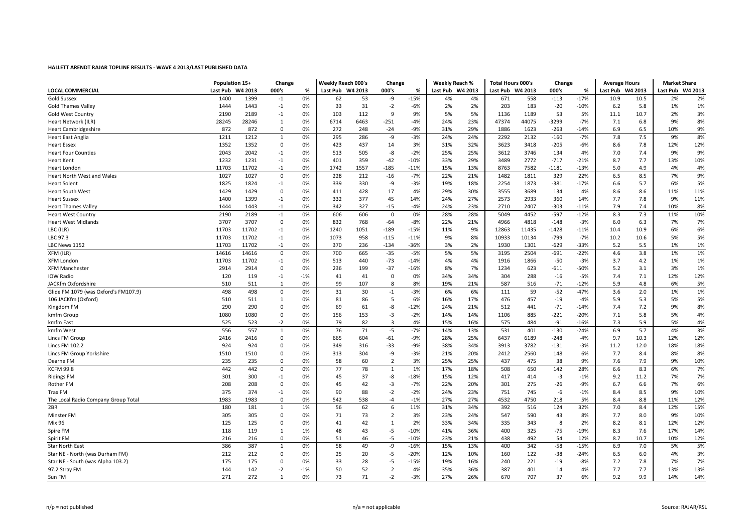**HALLETT ARENDT RAJAR TOPLINE RESULTS - WAVE 4 2013/LAST PUBLISHED DATA**

| LOCAL COMMERCIAL | Population 15+ | | Change | | Weekly Reach 000's | | Change | | Weekly Reach % | | Total Hours 000's | | Change | | Average Hours | | Market Share | |
|---|---|---|---|---|---|---|---|---|---|---|---|---|---|---|---|---|---|---|
| | Last Pub | W4 2013 | 000's | % | Last Pub | W4 2013 | 000's | % | Last Pub | W4 2013 | Last Pub | W4 2013 | 000's | % | Last Pub | W4 2013 | Last Pub | W4 2013 |
| Gold Sussex | 1400 | 1399 | -1 | 0% | 62 | 53 | -9 | -15% | 4% | 4% | 671 | 558 | -113 | -17% | 10.9 | 10.5 | 2% | 2% |
| Gold Thames Valley | 1444 | 1443 | -1 | 0% | 33 | 31 | -2 | -6% | 2% | 2% | 203 | 183 | -20 | -10% | 6.2 | 5.8 | 1% | 1% |
| Gold West Country | 2190 | 2189 | -1 | 0% | 103 | 112 | 9 | 9% | 5% | 5% | 1136 | 1189 | 53 | 5% | 11.1 | 10.7 | 2% | 3% |
| Heart Network (ILR) | 28245 | 28246 | 1 | 0% | 6714 | 6463 | -251 | -4% | 24% | 23% | 47374 | 44075 | -3299 | -7% | 7.1 | 6.8 | 9% | 8% |
| Heart Cambridgeshire | 872 | 872 | 0 | 0% | 272 | 248 | -24 | -9% | 31% | 29% | 1886 | 1623 | -263 | -14% | 6.9 | 6.5 | 10% | 9% |
| Heart East Anglia | 1211 | 1212 | 1 | 0% | 295 | 286 | -9 | -3% | 24% | 24% | 2292 | 2132 | -160 | -7% | 7.8 | 7.5 | 9% | 8% |
| Heart Essex | 1352 | 1352 | 0 | 0% | 423 | 437 | 14 | 3% | 31% | 32% | 3623 | 3418 | -205 | -6% | 8.6 | 7.8 | 12% | 12% |
| Heart Four Counties | 2043 | 2042 | -1 | 0% | 513 | 505 | -8 | -2% | 25% | 25% | 3612 | 3746 | 134 | 4% | 7.0 | 7.4 | 9% | 9% |
| Heart Kent | 1232 | 1231 | -1 | 0% | 401 | 359 | -42 | -10% | 33% | 29% | 3489 | 2772 | -717 | -21% | 8.7 | 7.7 | 13% | 10% |
| Heart London | 11703 | 11702 | -1 | 0% | 1742 | 1557 | -185 | -11% | 15% | 13% | 8763 | 7582 | -1181 | -13% | 5.0 | 4.9 | 4% | 4% |
| Heart North West and Wales | 1027 | 1027 | 0 | 0% | 228 | 212 | -16 | -7% | 22% | 21% | 1482 | 1811 | 329 | 22% | 6.5 | 8.5 | 7% | 9% |
| Heart Solent | 1825 | 1824 | -1 | 0% | 339 | 330 | -9 | -3% | 19% | 18% | 2254 | 1873 | -381 | -17% | 6.6 | 5.7 | 6% | 5% |
| Heart South West | 1429 | 1429 | 0 | 0% | 411 | 428 | 17 | 4% | 29% | 30% | 3555 | 3689 | 134 | 4% | 8.6 | 8.6 | 11% | 11% |
| Heart Sussex | 1400 | 1399 | -1 | 0% | 332 | 377 | 45 | 14% | 24% | 27% | 2573 | 2933 | 360 | 14% | 7.7 | 7.8 | 9% | 11% |
| Heart Thames Valley | 1444 | 1443 | -1 | 0% | 342 | 327 | -15 | -4% | 24% | 23% | 2710 | 2407 | -303 | -11% | 7.9 | 7.4 | 10% | 8% |
| Heart West Country | 2190 | 2189 | -1 | 0% | 606 | 606 | 0 | 0% | 28% | 28% | 5049 | 4452 | -597 | -12% | 8.3 | 7.3 | 11% | 10% |
| Heart West Midlands | 3707 | 3707 | 0 | 0% | 832 | 768 | -64 | -8% | 22% | 21% | 4966 | 4818 | -148 | -3% | 6.0 | 6.3 | 7% | 7% |
| LBC (ILR) | 11703 | 11702 | -1 | 0% | 1240 | 1051 | -189 | -15% | 11% | 9% | 12863 | 11435 | -1428 | -11% | 10.4 | 10.9 | 6% | 6% |
| LBC 97.3 | 11703 | 11702 | -1 | 0% | 1073 | 958 | -115 | -11% | 9% | 8% | 10933 | 10134 | -799 | -7% | 10.2 | 10.6 | 5% | 5% |
| LBC News 1152 | 11703 | 11702 | -1 | 0% | 370 | 236 | -134 | -36% | 3% | 2% | 1930 | 1301 | -629 | -33% | 5.2 | 5.5 | 1% | 1% |
| XFM (ILR) | 14616 | 14616 | 0 | 0% | 700 | 665 | -35 | -5% | 5% | 5% | 3195 | 2504 | -691 | -22% | 4.6 | 3.8 | 1% | 1% |
| XFM London | 11703 | 11702 | -1 | 0% | 513 | 440 | -73 | -14% | 4% | 4% | 1916 | 1866 | -50 | -3% | 3.7 | 4.2 | 1% | 1% |
| XFM Manchester | 2914 | 2914 | 0 | 0% | 236 | 199 | -37 | -16% | 8% | 7% | 1234 | 623 | -611 | -50% | 5.2 | 3.1 | 3% | 1% |
| IOW Radio | 120 | 119 | -1 | -1% | 41 | 41 | 0 | 0% | 34% | 34% | 304 | 288 | -16 | -5% | 7.4 | 7.1 | 12% | 12% |
| JACKfm Oxfordshire | 510 | 511 | 1 | 0% | 99 | 107 | 8 | 8% | 19% | 21% | 587 | 516 | -71 | -12% | 5.9 | 4.8 | 6% | 5% |
| Glide FM 1079 (was Oxford's FM107.9) | 498 | 498 | 0 | 0% | 31 | 30 | -1 | -3% | 6% | 6% | 111 | 59 | -52 | -47% | 3.6 | 2.0 | 1% | 1% |
| 106 JACKfm (Oxford) | 510 | 511 | 1 | 0% | 81 | 86 | 5 | 6% | 16% | 17% | 476 | 457 | -19 | -4% | 5.9 | 5.3 | 5% | 5% |
| Kingdom FM | 290 | 290 | 0 | 0% | 69 | 61 | -8 | -12% | 24% | 21% | 512 | 441 | -71 | -14% | 7.4 | 7.2 | 9% | 8% |
| kmfm Group | 1080 | 1080 | 0 | 0% | 156 | 153 | -3 | -2% | 14% | 14% | 1106 | 885 | -221 | -20% | 7.1 | 5.8 | 5% | 4% |
| kmfm East | 525 | 523 | -2 | 0% | 79 | 82 | 3 | 4% | 15% | 16% | 575 | 484 | -91 | -16% | 7.3 | 5.9 | 5% | 4% |
| kmfm West | 556 | 557 | 1 | 0% | 76 | 71 | -5 | -7% | 14% | 13% | 531 | 401 | -130 | -24% | 6.9 | 5.7 | 4% | 3% |
| Lincs FM Group | 2416 | 2416 | 0 | 0% | 665 | 604 | -61 | -9% | 28% | 25% | 6437 | 6189 | -248 | -4% | 9.7 | 10.3 | 12% | 12% |
| Lincs FM 102.2 | 924 | 924 | 0 | 0% | 349 | 316 | -33 | -9% | 38% | 34% | 3913 | 3782 | -131 | -3% | 11.2 | 12.0 | 18% | 18% |
| Lincs FM Group Yorkshire | 1510 | 1510 | 0 | 0% | 313 | 304 | -9 | -3% | 21% | 20% | 2412 | 2560 | 148 | 6% | 7.7 | 8.4 | 8% | 8% |
| Dearne FM | 235 | 235 | 0 | 0% | 58 | 60 | 2 | 3% | 25% | 25% | 437 | 475 | 38 | 9% | 7.6 | 7.9 | 9% | 10% |
| KCFM 99.8 | 442 | 442 | 0 | 0% | 77 | 78 | 1 | 1% | 17% | 18% | 508 | 650 | 142 | 28% | 6.6 | 8.3 | 6% | 7% |
| Ridings FM | 301 | 300 | -1 | 0% | 45 | 37 | -8 | -18% | 15% | 12% | 417 | 414 | -3 | -1% | 9.2 | 11.2 | 7% | 7% |
| Rother FM | 208 | 208 | 0 | 0% | 45 | 42 | -3 | -7% | 22% | 20% | 301 | 275 | -26 | -9% | 6.7 | 6.6 | 7% | 6% |
| Trax FM | 375 | 374 | -1 | 0% | 90 | 88 | -2 | -2% | 24% | 23% | 751 | 745 | -6 | -1% | 8.4 | 8.5 | 9% | 10% |
| The Local Radio Company Group Total | 1983 | 1983 | 0 | 0% | 542 | 538 | -4 | -1% | 27% | 27% | 4532 | 4750 | 218 | 5% | 8.4 | 8.8 | 11% | 12% |
| 2BR | 180 | 181 | 1 | 1% | 56 | 62 | 6 | 11% | 31% | 34% | 392 | 516 | 124 | 32% | 7.0 | 8.4 | 12% | 15% |
| Minster FM | 305 | 305 | 0 | 0% | 71 | 73 | 2 | 3% | 23% | 24% | 547 | 590 | 43 | 8% | 7.7 | 8.0 | 9% | 10% |
| Mix 96 | 125 | 125 | 0 | 0% | 41 | 42 | 1 | 2% | 33% | 34% | 335 | 343 | 8 | 2% | 8.2 | 8.1 | 12% | 12% |
| Spire FM | 118 | 119 | 1 | 1% | 48 | 43 | -5 | -10% | 41% | 36% | 400 | 325 | -75 | -19% | 8.3 | 7.6 | 17% | 14% |
| Spirit FM | 216 | 216 | 0 | 0% | 51 | 46 | -5 | -10% | 23% | 21% | 438 | 492 | 54 | 12% | 8.7 | 10.7 | 10% | 12% |
| Star North East | 386 | 387 | 1 | 0% | 58 | 49 | -9 | -16% | 15% | 13% | 400 | 342 | -58 | -15% | 6.9 | 7.0 | 5% | 5% |
| Star NE - North (was Durham FM) | 212 | 212 | 0 | 0% | 25 | 20 | -5 | -20% | 12% | 10% | 160 | 122 | -38 | -24% | 6.5 | 6.0 | 4% | 3% |
| Star NE - South (was Alpha 103.2) | 175 | 175 | 0 | 0% | 33 | 28 | -5 | -15% | 19% | 16% | 240 | 221 | -19 | -8% | 7.2 | 7.8 | 7% | 7% |
| 97.2 Stray FM | 144 | 142 | -2 | -1% | 50 | 52 | 2 | 4% | 35% | 36% | 387 | 401 | 14 | 4% | 7.7 | 7.7 | 13% | 13% |
| Sun FM | 271 | 272 | 1 | 0% | 73 | 71 | -2 | -3% | 27% | 26% | 670 | 707 | 37 | 6% | 9.2 | 9.9 | 14% | 14% |

n/p = not published n/a = not applicable Source: RAJAR/RSL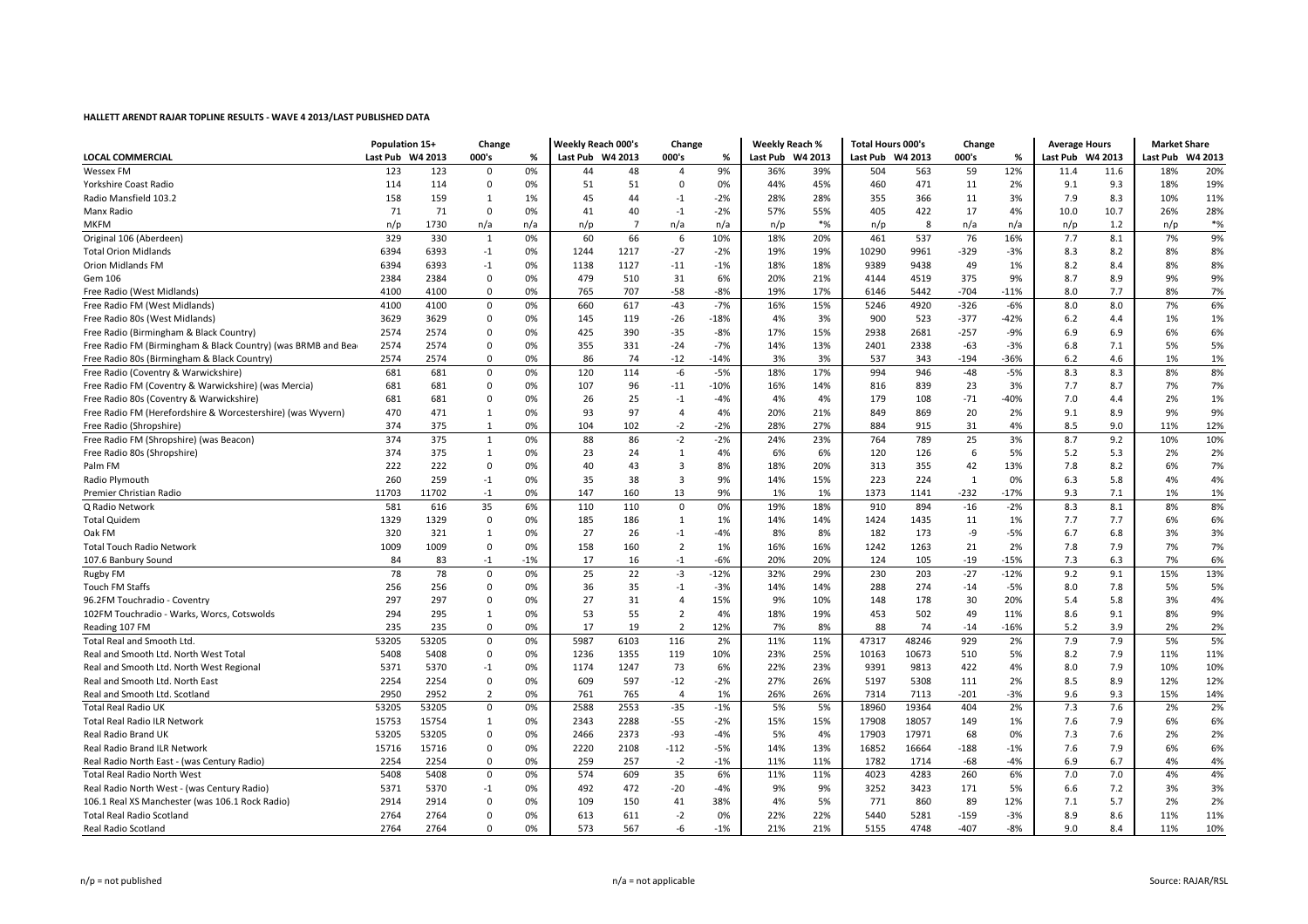**HALLETT ARENDT RAJAR TOPLINE RESULTS - WAVE 4 2013/LAST PUBLISHED DATA**

| LOCAL COMMERCIAL | Population 15+ | | Change | | Weekly Reach 000's | | Change | | Weekly Reach % | | Total Hours 000's | | Change | | Average Hours | | Market Share | |
|---|---|---|---|---|---|---|---|---|---|---|---|---|---|---|---|---|---|---|
| | Last Pub | W4 2013 | 000's | % | Last Pub | W4 2013 | 000's | % | Last Pub | W4 2013 | Last Pub | W4 2013 | 000's | % | Last Pub | W4 2013 | Last Pub | W4 2013 |
| Wessex FM | 123 | 123 | 0 | 0% | 44 | 48 | 4 | 9% | 36% | 39% | 504 | 563 | 59 | 12% | 11.4 | 11.6 | 18% | 20% |
| Yorkshire Coast Radio | 114 | 114 | 0 | 0% | 51 | 51 | 0 | 0% | 44% | 45% | 460 | 471 | 11 | 2% | 9.1 | 9.3 | 18% | 19% |
| Radio Mansfield 103.2 | 158 | 159 | 1 | 1% | 45 | 44 | -1 | -2% | 28% | 28% | 355 | 366 | 11 | 3% | 7.9 | 8.3 | 10% | 11% |
| Manx Radio | 71 | 71 | 0 | 0% | 41 | 40 | -1 | -2% | 57% | 55% | 405 | 422 | 17 | 4% | 10.0 | 10.7 | 26% | 28% |
| MKFM | n/p | 1730 | n/a | n/a | n/p | 7 | n/a | n/a | n/p | *% | n/p | 8 | n/a | n/a | n/p | 1.2 | n/p | *% |
| Original 106 (Aberdeen) | 329 | 330 | 1 | 0% | 60 | 66 | 6 | 10% | 18% | 20% | 461 | 537 | 76 | 16% | 7.7 | 8.1 | 7% | 9% |
| Total Orion Midlands | 6394 | 6393 | -1 | 0% | 1244 | 1217 | -27 | -2% | 19% | 19% | 10290 | 9961 | -329 | -3% | 8.3 | 8.2 | 8% | 8% |
| Orion Midlands FM | 6394 | 6393 | -1 | 0% | 1138 | 1127 | -11 | -1% | 18% | 18% | 9389 | 9438 | 49 | 1% | 8.2 | 8.4 | 8% | 8% |
| Gem 106 | 2384 | 2384 | 0 | 0% | 479 | 510 | 31 | 6% | 20% | 21% | 4144 | 4519 | 375 | 9% | 8.7 | 8.9 | 9% | 9% |
| Free Radio (West Midlands) | 4100 | 4100 | 0 | 0% | 765 | 707 | -58 | -8% | 19% | 17% | 6146 | 5442 | -704 | -11% | 8.0 | 7.7 | 8% | 7% |
| Free Radio FM (West Midlands) | 4100 | 4100 | 0 | 0% | 660 | 617 | -43 | -7% | 16% | 15% | 5246 | 4920 | -326 | -6% | 8.0 | 8.0 | 7% | 6% |
| Free Radio 80s (West Midlands) | 3629 | 3629 | 0 | 0% | 145 | 119 | -26 | -18% | 4% | 3% | 900 | 523 | -377 | -42% | 6.2 | 4.4 | 1% | 1% |
| Free Radio (Birmingham & Black Country) | 2574 | 2574 | 0 | 0% | 425 | 390 | -35 | -8% | 17% | 15% | 2938 | 2681 | -257 | -9% | 6.9 | 6.9 | 6% | 6% |
| Free Radio FM (Birmingham & Black Country) (was BRMB and Bea | 2574 | 2574 | 0 | 0% | 355 | 331 | -24 | -7% | 14% | 13% | 2401 | 2338 | -63 | -3% | 6.8 | 7.1 | 5% | 5% |
| Free Radio 80s (Birmingham & Black Country) | 2574 | 2574 | 0 | 0% | 86 | 74 | -12 | -14% | 3% | 3% | 537 | 343 | -194 | -36% | 6.2 | 4.6 | 1% | 1% |
| Free Radio (Coventry & Warwickshire) | 681 | 681 | 0 | 0% | 120 | 114 | -6 | -5% | 18% | 17% | 994 | 946 | -48 | -5% | 8.3 | 8.3 | 8% | 8% |
| Free Radio FM (Coventry & Warwickshire) (was Mercia) | 681 | 681 | 0 | 0% | 107 | 96 | -11 | -10% | 16% | 14% | 816 | 839 | 23 | 3% | 7.7 | 8.7 | 7% | 7% |
| Free Radio 80s (Coventry & Warwickshire) | 681 | 681 | 0 | 0% | 26 | 25 | -1 | -4% | 4% | 4% | 179 | 108 | -71 | -40% | 7.0 | 4.4 | 2% | 1% |
| Free Radio FM (Herefordshire & Worcestershire) (was Wyvern) | 470 | 471 | 1 | 0% | 93 | 97 | 4 | 4% | 20% | 21% | 849 | 869 | 20 | 2% | 9.1 | 8.9 | 9% | 9% |
| Free Radio (Shropshire) | 374 | 375 | 1 | 0% | 104 | 102 | -2 | -2% | 28% | 27% | 884 | 915 | 31 | 4% | 8.5 | 9.0 | 11% | 12% |
| Free Radio FM (Shropshire) (was Beacon) | 374 | 375 | 1 | 0% | 88 | 86 | -2 | -2% | 24% | 23% | 764 | 789 | 25 | 3% | 8.7 | 9.2 | 10% | 10% |
| Free Radio 80s (Shropshire) | 374 | 375 | 1 | 0% | 23 | 24 | 1 | 4% | 6% | 6% | 120 | 126 | 6 | 5% | 5.2 | 5.3 | 2% | 2% |
| Palm FM | 222 | 222 | 0 | 0% | 40 | 43 | 3 | 8% | 18% | 20% | 313 | 355 | 42 | 13% | 7.8 | 8.2 | 6% | 7% |
| Radio Plymouth | 260 | 259 | -1 | 0% | 35 | 38 | 3 | 9% | 14% | 15% | 223 | 224 | 1 | 0% | 6.3 | 5.8 | 4% | 4% |
| Premier Christian Radio | 11703 | 11702 | -1 | 0% | 147 | 160 | 13 | 9% | 1% | 1% | 1373 | 1141 | -232 | -17% | 9.3 | 7.1 | 1% | 1% |
| Q Radio Network | 581 | 616 | 35 | 6% | 110 | 110 | 0 | 0% | 19% | 18% | 910 | 894 | -16 | -2% | 8.3 | 8.1 | 8% | 8% |
| Total Quidem | 1329 | 1329 | 0 | 0% | 185 | 186 | 1 | 1% | 14% | 14% | 1424 | 1435 | 11 | 1% | 7.7 | 7.7 | 6% | 6% |
| Oak FM | 320 | 321 | 1 | 0% | 27 | 26 | -1 | -4% | 8% | 8% | 182 | 173 | -9 | -5% | 6.7 | 6.8 | 3% | 3% |
| Total Touch Radio Network | 1009 | 1009 | 0 | 0% | 158 | 160 | 2 | 1% | 16% | 16% | 1242 | 1263 | 21 | 2% | 7.8 | 7.9 | 7% | 7% |
| 107.6 Banbury Sound | 84 | 83 | -1 | -1% | 17 | 16 | -1 | -6% | 20% | 20% | 124 | 105 | -19 | -15% | 7.3 | 6.3 | 7% | 6% |
| Rugby FM | 78 | 78 | 0 | 0% | 25 | 22 | -3 | -12% | 32% | 29% | 230 | 203 | -27 | -12% | 9.2 | 9.1 | 15% | 13% |
| Touch FM Staffs | 256 | 256 | 0 | 0% | 36 | 35 | -1 | -3% | 14% | 14% | 288 | 274 | -14 | -5% | 8.0 | 7.8 | 5% | 5% |
| 96.2FM Touchradio - Coventry | 297 | 297 | 0 | 0% | 27 | 31 | 4 | 15% | 9% | 10% | 148 | 178 | 30 | 20% | 5.4 | 5.8 | 3% | 4% |
| 102FM Touchradio - Warks, Worcs, Cotswolds | 294 | 295 | 1 | 0% | 53 | 55 | 2 | 4% | 18% | 19% | 453 | 502 | 49 | 11% | 8.6 | 9.1 | 8% | 9% |
| Reading 107 FM | 235 | 235 | 0 | 0% | 17 | 19 | 2 | 12% | 7% | 8% | 88 | 74 | -14 | -16% | 5.2 | 3.9 | 2% | 2% |
| Total Real and Smooth Ltd. | 53205 | 53205 | 0 | 0% | 5987 | 6103 | 116 | 2% | 11% | 11% | 47317 | 48246 | 929 | 2% | 7.9 | 7.9 | 5% | 5% |
| Real and Smooth Ltd. North West Total | 5408 | 5408 | 0 | 0% | 1236 | 1355 | 119 | 10% | 23% | 25% | 10163 | 10673 | 510 | 5% | 8.2 | 7.9 | 11% | 11% |
| Real and Smooth Ltd. North West Regional | 5371 | 5370 | -1 | 0% | 1174 | 1247 | 73 | 6% | 22% | 23% | 9391 | 9813 | 422 | 4% | 8.0 | 7.9 | 10% | 10% |
| Real and Smooth Ltd. North East | 2254 | 2254 | 0 | 0% | 609 | 597 | -12 | -2% | 27% | 26% | 5197 | 5308 | 111 | 2% | 8.5 | 8.9 | 12% | 12% |
| Real and Smooth Ltd. Scotland | 2950 | 2952 | 2 | 0% | 761 | 765 | 4 | 1% | 26% | 26% | 7314 | 7113 | -201 | -3% | 9.6 | 9.3 | 15% | 14% |
| Total Real Radio UK | 53205 | 53205 | 0 | 0% | 2588 | 2553 | -35 | -1% | 5% | 5% | 18960 | 19364 | 404 | 2% | 7.3 | 7.6 | 2% | 2% |
| Total Real Radio ILR Network | 15753 | 15754 | 1 | 0% | 2343 | 2288 | -55 | -2% | 15% | 15% | 17908 | 18057 | 149 | 1% | 7.6 | 7.9 | 6% | 6% |
| Real Radio Brand UK | 53205 | 53205 | 0 | 0% | 2466 | 2373 | -93 | -4% | 5% | 4% | 17903 | 17971 | 68 | 0% | 7.3 | 7.6 | 2% | 2% |
| Real Radio Brand ILR Network | 15716 | 15716 | 0 | 0% | 2220 | 2108 | -112 | -5% | 14% | 13% | 16852 | 16664 | -188 | -1% | 7.6 | 7.9 | 6% | 6% |
| Real Radio North East - (was Century Radio) | 2254 | 2254 | 0 | 0% | 259 | 257 | -2 | -1% | 11% | 11% | 1782 | 1714 | -68 | -4% | 6.9 | 6.7 | 4% | 4% |
| Total Real Radio North West | 5408 | 5408 | 0 | 0% | 574 | 609 | 35 | 6% | 11% | 11% | 4023 | 4283 | 260 | 6% | 7.0 | 7.0 | 4% | 4% |
| Real Radio North West - (was Century Radio) | 5371 | 5370 | -1 | 0% | 492 | 472 | -20 | -4% | 9% | 9% | 3252 | 3423 | 171 | 5% | 6.6 | 7.2 | 3% | 3% |
| 106.1 Real XS Manchester (was 106.1 Rock Radio) | 2914 | 2914 | 0 | 0% | 109 | 150 | 41 | 38% | 4% | 5% | 771 | 860 | 89 | 12% | 7.1 | 5.7 | 2% | 2% |
| Total Real Radio Scotland | 2764 | 2764 | 0 | 0% | 613 | 611 | -2 | 0% | 22% | 22% | 5440 | 5281 | -159 | -3% | 8.9 | 8.6 | 11% | 11% |
| Real Radio Scotland | 2764 | 2764 | 0 | 0% | 573 | 567 | -6 | -1% | 21% | 21% | 5155 | 4748 | -407 | -8% | 9.0 | 8.4 | 11% | 10% |

n/p = not published

n/a = not applicable

Source: RAJAR/RSL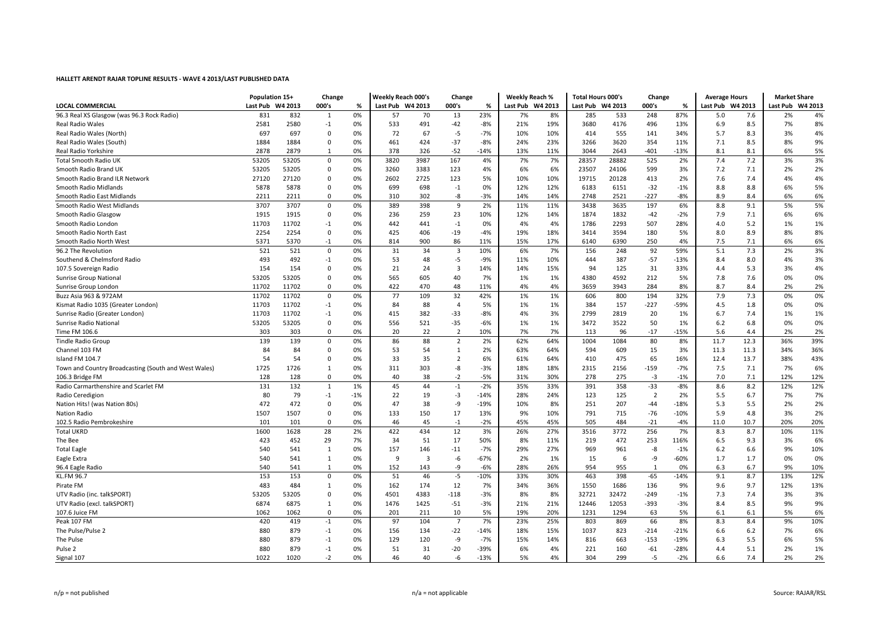**HALLETT ARENDT RAJAR TOPLINE RESULTS - WAVE 4 2013/LAST PUBLISHED DATA**

| LOCAL COMMERCIAL | Population 15+ | | Change | | Weekly Reach 000's | | Change | | Weekly Reach % | | Total Hours 000's | | Change | | Average Hours | | Market Share | |
|---|---|---|---|---|---|---|---|---|---|---|---|---|---|---|---|---|---|---|
| | Last Pub | W4 2013 | 000's | % | Last Pub | W4 2013 | 000's | % | Last Pub | W4 2013 | Last Pub | W4 2013 | 000's | % | Last Pub | W4 2013 | Last Pub | W4 2013 |
| 96.3 Real XS Glasgow (was 96.3 Rock Radio) | 831 | 832 | 1 | 0% | 57 | 70 | 13 | 23% | 7% | 8% | 285 | 533 | 248 | 87% | 5.0 | 7.6 | 2% | 4% |
| Real Radio Wales | 2581 | 2580 | -1 | 0% | 533 | 491 | -42 | -8% | 21% | 19% | 3680 | 4176 | 496 | 13% | 6.9 | 8.5 | 7% | 8% |
| Real Radio Wales (North) | 697 | 697 | 0 | 0% | 72 | 67 | -5 | -7% | 10% | 10% | 414 | 555 | 141 | 34% | 5.7 | 8.3 | 3% | 4% |
| Real Radio Wales (South) | 1884 | 1884 | 0 | 0% | 461 | 424 | -37 | -8% | 24% | 23% | 3266 | 3620 | 354 | 11% | 7.1 | 8.5 | 8% | 9% |
| Real Radio Yorkshire | 2878 | 2879 | 1 | 0% | 378 | 326 | -52 | -14% | 13% | 11% | 3044 | 2643 | -401 | -13% | 8.1 | 8.1 | 6% | 5% |
| Total Smooth Radio UK | 53205 | 53205 | 0 | 0% | 3820 | 3987 | 167 | 4% | 7% | 7% | 28357 | 28882 | 525 | 2% | 7.4 | 7.2 | 3% | 3% |
| Smooth Radio Brand UK | 53205 | 53205 | 0 | 0% | 3260 | 3383 | 123 | 4% | 6% | 6% | 23507 | 24106 | 599 | 3% | 7.2 | 7.1 | 2% | 2% |
| Smooth Radio Brand ILR Network | 27120 | 27120 | 0 | 0% | 2602 | 2725 | 123 | 5% | 10% | 10% | 19715 | 20128 | 413 | 2% | 7.6 | 7.4 | 4% | 4% |
| Smooth Radio Midlands | 5878 | 5878 | 0 | 0% | 699 | 698 | -1 | 0% | 12% | 12% | 6183 | 6151 | -32 | -1% | 8.8 | 8.8 | 6% | 5% |
| Smooth Radio East Midlands | 2211 | 2211 | 0 | 0% | 310 | 302 | -8 | -3% | 14% | 14% | 2748 | 2521 | -227 | -8% | 8.9 | 8.4 | 6% | 6% |
| Smooth Radio West Midlands | 3707 | 3707 | 0 | 0% | 389 | 398 | 9 | 2% | 11% | 11% | 3438 | 3635 | 197 | 6% | 8.8 | 9.1 | 5% | 5% |
| Smooth Radio Glasgow | 1915 | 1915 | 0 | 0% | 236 | 259 | 23 | 10% | 12% | 14% | 1874 | 1832 | -42 | -2% | 7.9 | 7.1 | 6% | 6% |
| Smooth Radio London | 11703 | 11702 | -1 | 0% | 442 | 441 | -1 | 0% | 4% | 4% | 1786 | 2293 | 507 | 28% | 4.0 | 5.2 | 1% | 1% |
| Smooth Radio North East | 2254 | 2254 | 0 | 0% | 425 | 406 | -19 | -4% | 19% | 18% | 3414 | 3594 | 180 | 5% | 8.0 | 8.9 | 8% | 8% |
| Smooth Radio North West | 5371 | 5370 | -1 | 0% | 814 | 900 | 86 | 11% | 15% | 17% | 6140 | 6390 | 250 | 4% | 7.5 | 7.1 | 6% | 6% |
| 96.2 The Revolution | 521 | 521 | 0 | 0% | 31 | 34 | 3 | 10% | 6% | 7% | 156 | 248 | 92 | 59% | 5.1 | 7.3 | 2% | 3% |
| Southend & Chelmsford Radio | 493 | 492 | -1 | 0% | 53 | 48 | -5 | -9% | 11% | 10% | 444 | 387 | -57 | -13% | 8.4 | 8.0 | 4% | 3% |
| 107.5 Sovereign Radio | 154 | 154 | 0 | 0% | 21 | 24 | 3 | 14% | 14% | 15% | 94 | 125 | 31 | 33% | 4.4 | 5.3 | 3% | 4% |
| Sunrise Group National | 53205 | 53205 | 0 | 0% | 565 | 605 | 40 | 7% | 1% | 1% | 4380 | 4592 | 212 | 5% | 7.8 | 7.6 | 0% | 0% |
| Sunrise Group London | 11702 | 11702 | 0 | 0% | 422 | 470 | 48 | 11% | 4% | 4% | 3659 | 3943 | 284 | 8% | 8.7 | 8.4 | 2% | 2% |
| Buzz Asia 963 & 972AM | 11702 | 11702 | 0 | 0% | 77 | 109 | 32 | 42% | 1% | 1% | 606 | 800 | 194 | 32% | 7.9 | 7.3 | 0% | 0% |
| Kismat Radio 1035 (Greater London) | 11703 | 11702 | -1 | 0% | 84 | 88 | 4 | 5% | 1% | 1% | 384 | 157 | -227 | -59% | 4.5 | 1.8 | 0% | 0% |
| Sunrise Radio (Greater London) | 11703 | 11702 | -1 | 0% | 415 | 382 | -33 | -8% | 4% | 3% | 2799 | 2819 | 20 | 1% | 6.7 | 7.4 | 1% | 1% |
| Sunrise Radio National | 53205 | 53205 | 0 | 0% | 556 | 521 | -35 | -6% | 1% | 1% | 3472 | 3522 | 50 | 1% | 6.2 | 6.8 | 0% | 0% |
| Time FM 106.6 | 303 | 303 | 0 | 0% | 20 | 22 | 2 | 10% | 7% | 7% | 113 | 96 | -17 | -15% | 5.6 | 4.4 | 2% | 2% |
| Tindle Radio Group | 139 | 139 | 0 | 0% | 86 | 88 | 2 | 2% | 62% | 64% | 1004 | 1084 | 80 | 8% | 11.7 | 12.3 | 36% | 39% |
| Channel 103 FM | 84 | 84 | 0 | 0% | 53 | 54 | 1 | 2% | 63% | 64% | 594 | 609 | 15 | 3% | 11.3 | 11.3 | 34% | 36% |
| Island FM 104.7 | 54 | 54 | 0 | 0% | 33 | 35 | 2 | 6% | 61% | 64% | 410 | 475 | 65 | 16% | 12.4 | 13.7 | 38% | 43% |
| Town and Country Broadcasting (South and West Wales) | 1725 | 1726 | 1 | 0% | 311 | 303 | -8 | -3% | 18% | 18% | 2315 | 2156 | -159 | -7% | 7.5 | 7.1 | 7% | 6% |
| 106.3 Bridge FM | 128 | 128 | 0 | 0% | 40 | 38 | -2 | -5% | 31% | 30% | 278 | 275 | -3 | -1% | 7.0 | 7.1 | 12% | 12% |
| Radio Carmarthenshire and Scarlet FM | 131 | 132 | 1 | 1% | 45 | 44 | -1 | -2% | 35% | 33% | 391 | 358 | -33 | -8% | 8.6 | 8.2 | 12% | 12% |
| Radio Ceredigion | 80 | 79 | -1 | -1% | 22 | 19 | -3 | -14% | 28% | 24% | 123 | 125 | 2 | 2% | 5.5 | 6.7 | 7% | 7% |
| Nation Hits! (was Nation 80s) | 472 | 472 | 0 | 0% | 47 | 38 | -9 | -19% | 10% | 8% | 251 | 207 | -44 | -18% | 5.3 | 5.5 | 2% | 2% |
| Nation Radio | 1507 | 1507 | 0 | 0% | 133 | 150 | 17 | 13% | 9% | 10% | 791 | 715 | -76 | -10% | 5.9 | 4.8 | 3% | 2% |
| 102.5 Radio Pembrokeshire | 101 | 101 | 0 | 0% | 46 | 45 | -1 | -2% | 45% | 45% | 505 | 484 | -21 | -4% | 11.0 | 10.7 | 20% | 20% |
| Total UKRD | 1600 | 1628 | 28 | 2% | 422 | 434 | 12 | 3% | 26% | 27% | 3516 | 3772 | 256 | 7% | 8.3 | 8.7 | 10% | 11% |
| The Bee | 423 | 452 | 29 | 7% | 34 | 51 | 17 | 50% | 8% | 11% | 219 | 472 | 253 | 116% | 6.5 | 9.3 | 3% | 6% |
| Total Eagle | 540 | 541 | 1 | 0% | 157 | 146 | -11 | -7% | 29% | 27% | 969 | 961 | -8 | -1% | 6.2 | 6.6 | 9% | 10% |
| Eagle Extra | 540 | 541 | 1 | 0% | 9 | 3 | -6 | -67% | 2% | 1% | 15 | 6 | -9 | -60% | 1.7 | 1.7 | 0% | 0% |
| 96.4 Eagle Radio | 540 | 541 | 1 | 0% | 152 | 143 | -9 | -6% | 28% | 26% | 954 | 955 | 1 | 0% | 6.3 | 6.7 | 9% | 10% |
| KL.FM 96.7 | 153 | 153 | 0 | 0% | 51 | 46 | -5 | -10% | 33% | 30% | 463 | 398 | -65 | -14% | 9.1 | 8.7 | 13% | 12% |
| Pirate FM | 483 | 484 | 1 | 0% | 162 | 174 | 12 | 7% | 34% | 36% | 1550 | 1686 | 136 | 9% | 9.6 | 9.7 | 12% | 13% |
| UTV Radio (inc. talkSPORT) | 53205 | 53205 | 0 | 0% | 4501 | 4383 | -118 | -3% | 8% | 8% | 32721 | 32472 | -249 | -1% | 7.3 | 7.4 | 3% | 3% |
| UTV Radio (excl. talkSPORT) | 6874 | 6875 | 1 | 0% | 1476 | 1425 | -51 | -3% | 21% | 21% | 12446 | 12053 | -393 | -3% | 8.4 | 8.5 | 9% | 9% |
| 107.6 Juice FM | 1062 | 1062 | 0 | 0% | 201 | 211 | 10 | 5% | 19% | 20% | 1231 | 1294 | 63 | 5% | 6.1 | 6.1 | 5% | 6% |
| Peak 107 FM | 420 | 419 | -1 | 0% | 97 | 104 | 7 | 7% | 23% | 25% | 803 | 869 | 66 | 8% | 8.3 | 8.4 | 9% | 10% |
| The Pulse/Pulse 2 | 880 | 879 | -1 | 0% | 156 | 134 | -22 | -14% | 18% | 15% | 1037 | 823 | -214 | -21% | 6.6 | 6.2 | 7% | 6% |
| The Pulse | 880 | 879 | -1 | 0% | 129 | 120 | -9 | -7% | 15% | 14% | 816 | 663 | -153 | -19% | 6.3 | 5.5 | 6% | 5% |
| Pulse 2 | 880 | 879 | -1 | 0% | 51 | 31 | -20 | -39% | 6% | 4% | 221 | 160 | -61 | -28% | 4.4 | 5.1 | 2% | 1% |
| Signal 107 | 1022 | 1020 | -2 | 0% | 46 | 40 | -6 | -13% | 5% | 4% | 304 | 299 | -5 | -2% | 6.6 | 7.4 | 2% | 2% |

n/p = not published n/a = not applicable Source: RAJAR/RSL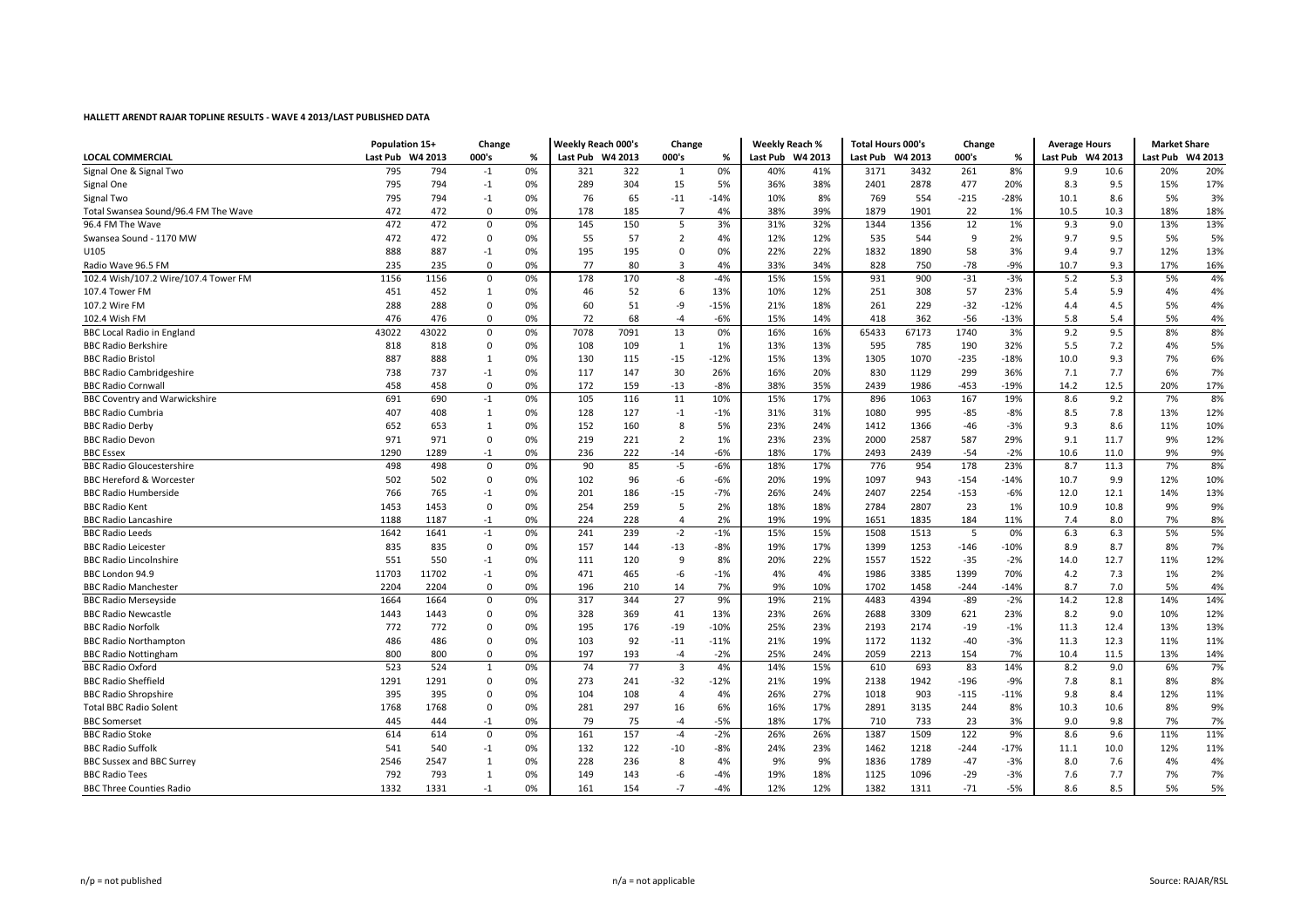**HALLETT ARENDT RAJAR TOPLINE RESULTS - WAVE 4 2013/LAST PUBLISHED DATA**

| | Population 15+ | | Change | | Weekly Reach 000's | | Change | | Weekly Reach % | | Total Hours 000's | | Change | | Average Hours | | Market Share | |
|---|---|---|---|---|---|---|---|---|---|---|---|---|---|---|---|---|---|---|
| **LOCAL COMMERCIAL** | Last Pub | W4 2013 | 000's | % | Last Pub | W4 2013 | 000's | % | Last Pub | W4 2013 | Last Pub | W4 2013 | 000's | % | Last Pub | W4 2013 | Last Pub | W4 2013 |
| Signal One & Signal Two | 795 | 794 | -1 | 0% | 321 | 322 | 1 | 0% | 40% | 41% | 3171 | 3432 | 261 | 8% | 9.9 | 10.6 | 20% | 20% |
| Signal One | 795 | 794 | -1 | 0% | 289 | 304 | 15 | 5% | 36% | 38% | 2401 | 2878 | 477 | 20% | 8.3 | 9.5 | 15% | 17% |
| Signal Two | 795 | 794 | -1 | 0% | 76 | 65 | -11 | -14% | 10% | 8% | 769 | 554 | -215 | -28% | 10.1 | 8.6 | 5% | 3% |
| Total Swansea Sound/96.4 FM The Wave | 472 | 472 | 0 | 0% | 178 | 185 | 7 | 4% | 38% | 39% | 1879 | 1901 | 22 | 1% | 10.5 | 10.3 | 18% | 18% |
| 96.4 FM The Wave | 472 | 472 | 0 | 0% | 145 | 150 | 5 | 3% | 31% | 32% | 1344 | 1356 | 12 | 1% | 9.3 | 9.0 | 13% | 13% |
| Swansea Sound - 1170 MW | 472 | 472 | 0 | 0% | 55 | 57 | 2 | 4% | 12% | 12% | 535 | 544 | 9 | 2% | 9.7 | 9.5 | 5% | 5% |
| U105 | 888 | 887 | -1 | 0% | 195 | 195 | 0 | 0% | 22% | 22% | 1832 | 1890 | 58 | 3% | 9.4 | 9.7 | 12% | 13% |
| Radio Wave 96.5 FM | 235 | 235 | 0 | 0% | 77 | 80 | 3 | 4% | 33% | 34% | 828 | 750 | -78 | -9% | 10.7 | 9.3 | 17% | 16% |
| 102.4 Wish/107.2 Wire/107.4 Tower FM | 1156 | 1156 | 0 | 0% | 178 | 170 | -8 | -4% | 15% | 15% | 931 | 900 | -31 | -3% | 5.2 | 5.3 | 5% | 4% |
| 107.4 Tower FM | 451 | 452 | 1 | 0% | 46 | 52 | 6 | 13% | 10% | 12% | 251 | 308 | 57 | 23% | 5.4 | 5.9 | 4% | 4% |
| 107.2 Wire FM | 288 | 288 | 0 | 0% | 60 | 51 | -9 | -15% | 21% | 18% | 261 | 229 | -32 | -12% | 4.4 | 4.5 | 5% | 4% |
| 102.4 Wish FM | 476 | 476 | 0 | 0% | 72 | 68 | -4 | -6% | 15% | 14% | 418 | 362 | -56 | -13% | 5.8 | 5.4 | 5% | 4% |
| BBC Local Radio in England | 43022 | 43022 | 0 | 0% | 7078 | 7091 | 13 | 0% | 16% | 16% | 65433 | 67173 | 1740 | 3% | 9.2 | 9.5 | 8% | 8% |
| BBC Radio Berkshire | 818 | 818 | 0 | 0% | 108 | 109 | 1 | 1% | 13% | 13% | 595 | 785 | 190 | 32% | 5.5 | 7.2 | 4% | 5% |
| BBC Radio Bristol | 887 | 888 | 1 | 0% | 130 | 115 | -15 | -12% | 15% | 13% | 1305 | 1070 | -235 | -18% | 10.0 | 9.3 | 7% | 6% |
| BBC Radio Cambridgeshire | 738 | 737 | -1 | 0% | 117 | 147 | 30 | 26% | 16% | 20% | 830 | 1129 | 299 | 36% | 7.1 | 7.7 | 6% | 7% |
| BBC Radio Cornwall | 458 | 458 | 0 | 0% | 172 | 159 | -13 | -8% | 38% | 35% | 2439 | 1986 | -453 | -19% | 14.2 | 12.5 | 20% | 17% |
| BBC Coventry and Warwickshire | 691 | 690 | -1 | 0% | 105 | 116 | 11 | 10% | 15% | 17% | 896 | 1063 | 167 | 19% | 8.6 | 9.2 | 7% | 8% |
| BBC Radio Cumbria | 407 | 408 | 1 | 0% | 128 | 127 | -1 | -1% | 31% | 31% | 1080 | 995 | -85 | -8% | 8.5 | 7.8 | 13% | 12% |
| BBC Radio Derby | 652 | 653 | 1 | 0% | 152 | 160 | 8 | 5% | 23% | 24% | 1412 | 1366 | -46 | -3% | 9.3 | 8.6 | 11% | 10% |
| BBC Radio Devon | 971 | 971 | 0 | 0% | 219 | 221 | 2 | 1% | 23% | 23% | 2000 | 2587 | 587 | 29% | 9.1 | 11.7 | 9% | 12% |
| BBC Essex | 1290 | 1289 | -1 | 0% | 236 | 222 | -14 | -6% | 18% | 17% | 2493 | 2439 | -54 | -2% | 10.6 | 11.0 | 9% | 9% |
| BBC Radio Gloucestershire | 498 | 498 | 0 | 0% | 90 | 85 | -5 | -6% | 18% | 17% | 776 | 954 | 178 | 23% | 8.7 | 11.3 | 7% | 8% |
| BBC Hereford & Worcester | 502 | 502 | 0 | 0% | 102 | 96 | -6 | -6% | 20% | 19% | 1097 | 943 | -154 | -14% | 10.7 | 9.9 | 12% | 10% |
| BBC Radio Humberside | 766 | 765 | -1 | 0% | 201 | 186 | -15 | -7% | 26% | 24% | 2407 | 2254 | -153 | -6% | 12.0 | 12.1 | 14% | 13% |
| BBC Radio Kent | 1453 | 1453 | 0 | 0% | 254 | 259 | 5 | 2% | 18% | 18% | 2784 | 2807 | 23 | 1% | 10.9 | 10.8 | 9% | 9% |
| BBC Radio Lancashire | 1188 | 1187 | -1 | 0% | 224 | 228 | 4 | 2% | 19% | 19% | 1651 | 1835 | 184 | 11% | 7.4 | 8.0 | 7% | 8% |
| BBC Radio Leeds | 1642 | 1641 | -1 | 0% | 241 | 239 | -2 | -1% | 15% | 15% | 1508 | 1513 | 5 | 0% | 6.3 | 6.3 | 5% | 5% |
| BBC Radio Leicester | 835 | 835 | 0 | 0% | 157 | 144 | -13 | -8% | 19% | 17% | 1399 | 1253 | -146 | -10% | 8.9 | 8.7 | 8% | 7% |
| BBC Radio Lincolnshire | 551 | 550 | -1 | 0% | 111 | 120 | 9 | 8% | 20% | 22% | 1557 | 1522 | -35 | -2% | 14.0 | 12.7 | 11% | 12% |
| BBC London 94.9 | 11703 | 11702 | -1 | 0% | 471 | 465 | -6 | -1% | 4% | 4% | 1986 | 3385 | 1399 | 70% | 4.2 | 7.3 | 1% | 2% |
| BBC Radio Manchester | 2204 | 2204 | 0 | 0% | 196 | 210 | 14 | 7% | 9% | 10% | 1702 | 1458 | -244 | -14% | 8.7 | 7.0 | 5% | 4% |
| BBC Radio Merseyside | 1664 | 1664 | 0 | 0% | 317 | 344 | 27 | 9% | 19% | 21% | 4483 | 4394 | -89 | -2% | 14.2 | 12.8 | 14% | 14% |
| BBC Radio Newcastle | 1443 | 1443 | 0 | 0% | 328 | 369 | 41 | 13% | 23% | 26% | 2688 | 3309 | 621 | 23% | 8.2 | 9.0 | 10% | 12% |
| BBC Radio Norfolk | 772 | 772 | 0 | 0% | 195 | 176 | -19 | -10% | 25% | 23% | 2193 | 2174 | -19 | -1% | 11.3 | 12.4 | 13% | 13% |
| BBC Radio Northampton | 486 | 486 | 0 | 0% | 103 | 92 | -11 | -11% | 21% | 19% | 1172 | 1132 | -40 | -3% | 11.3 | 12.3 | 11% | 11% |
| BBC Radio Nottingham | 800 | 800 | 0 | 0% | 197 | 193 | -4 | -2% | 25% | 24% | 2059 | 2213 | 154 | 7% | 10.4 | 11.5 | 13% | 14% |
| BBC Radio Oxford | 523 | 524 | 1 | 0% | 74 | 77 | 3 | 4% | 14% | 15% | 610 | 693 | 83 | 14% | 8.2 | 9.0 | 6% | 7% |
| BBC Radio Sheffield | 1291 | 1291 | 0 | 0% | 273 | 241 | -32 | -12% | 21% | 19% | 2138 | 1942 | -196 | -9% | 7.8 | 8.1 | 8% | 8% |
| BBC Radio Shropshire | 395 | 395 | 0 | 0% | 104 | 108 | 4 | 4% | 26% | 27% | 1018 | 903 | -115 | -11% | 9.8 | 8.4 | 12% | 11% |
| Total BBC Radio Solent | 1768 | 1768 | 0 | 0% | 281 | 297 | 16 | 6% | 16% | 17% | 2891 | 3135 | 244 | 8% | 10.3 | 10.6 | 8% | 9% |
| BBC Somerset | 445 | 444 | -1 | 0% | 79 | 75 | -4 | -5% | 18% | 17% | 710 | 733 | 23 | 3% | 9.0 | 9.8 | 7% | 7% |
| BBC Radio Stoke | 614 | 614 | 0 | 0% | 161 | 157 | -4 | -2% | 26% | 26% | 1387 | 1509 | 122 | 9% | 8.6 | 9.6 | 11% | 11% |
| BBC Radio Suffolk | 541 | 540 | -1 | 0% | 132 | 122 | -10 | -8% | 24% | 23% | 1462 | 1218 | -244 | -17% | 11.1 | 10.0 | 12% | 11% |
| BBC Sussex and BBC Surrey | 2546 | 2547 | 1 | 0% | 228 | 236 | 8 | 4% | 9% | 9% | 1836 | 1789 | -47 | -3% | 8.0 | 7.6 | 4% | 4% |
| BBC Radio Tees | 792 | 793 | 1 | 0% | 149 | 143 | -6 | -4% | 19% | 18% | 1125 | 1096 | -29 | -3% | 7.6 | 7.7 | 7% | 7% |
| BBC Three Counties Radio | 1332 | 1331 | -1 | 0% | 161 | 154 | -7 | -4% | 12% | 12% | 1382 | 1311 | -71 | -5% | 8.6 | 8.5 | 5% | 5% |

n/p = not published     n/a = not applicable     Source: RAJAR/RSL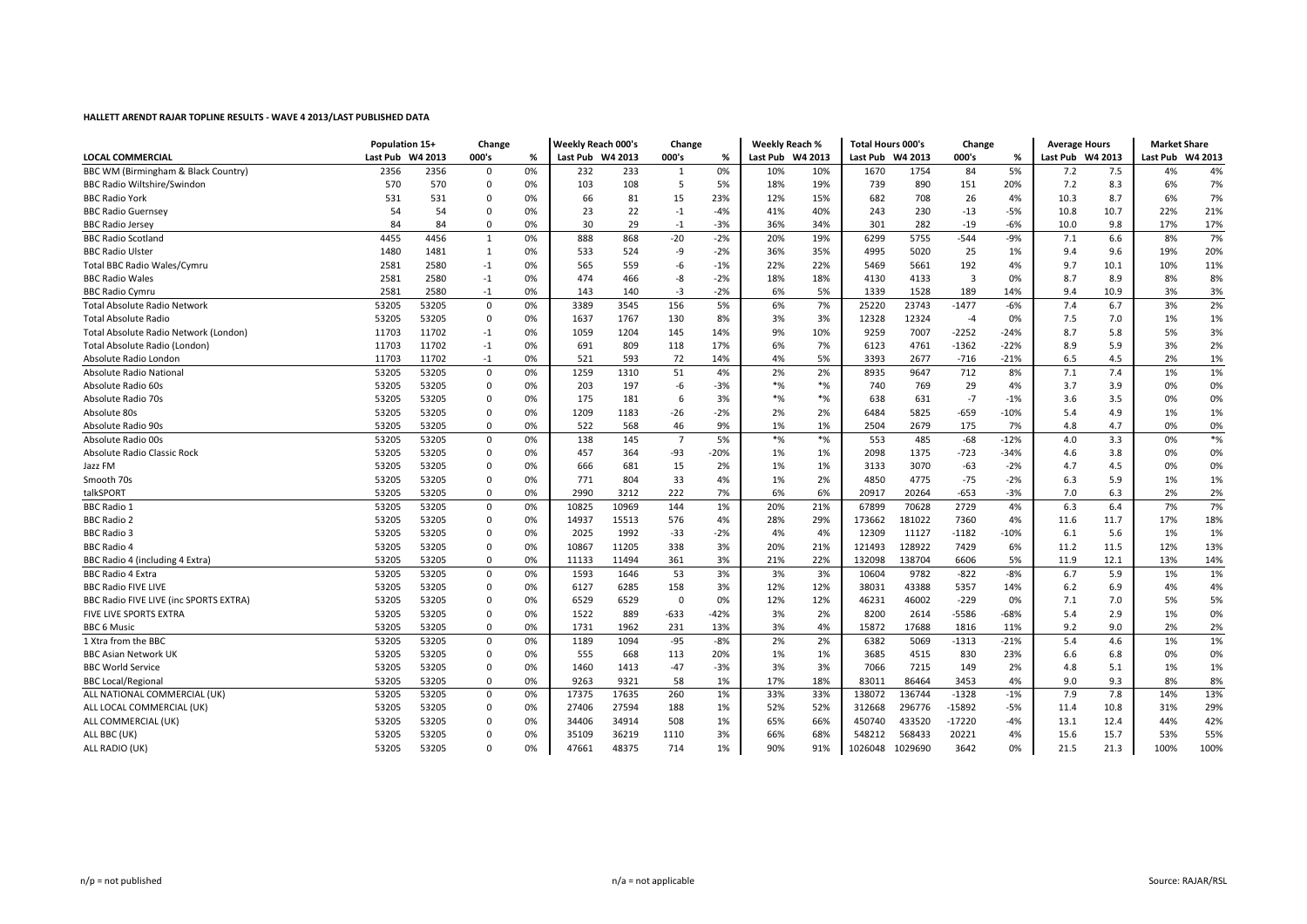**HALLETT ARENDT RAJAR TOPLINE RESULTS - WAVE 4 2013/LAST PUBLISHED DATA**

| | Population 15+ | | Change | | Weekly Reach 000's | | Change | | Weekly Reach % | | Total Hours 000's | | Change | | Average Hours | | Market Share | |
|---|---|---|---|---|---|---|---|---|---|---|---|---|---|---|---|---|---|---|
| **LOCAL COMMERCIAL** | Last Pub | W4 2013 | 000's | % | Last Pub | W4 2013 | 000's | % | Last Pub | W4 2013 | Last Pub | W4 2013 | 000's | % | Last Pub | W4 2013 | Last Pub | W4 2013 |
| BBC WM (Birmingham & Black Country) | 2356 | 2356 | 0 | 0% | 232 | 233 | 1 | 0% | 10% | 10% | 1670 | 1754 | 84 | 5% | 7.2 | 7.5 | 4% | 4% |
| BBC Radio Wiltshire/Swindon | 570 | 570 | 0 | 0% | 103 | 108 | 5 | 5% | 18% | 19% | 739 | 890 | 151 | 20% | 7.2 | 8.3 | 6% | 7% |
| BBC Radio York | 531 | 531 | 0 | 0% | 66 | 81 | 15 | 23% | 12% | 15% | 682 | 708 | 26 | 4% | 10.3 | 8.7 | 6% | 7% |
| BBC Radio Guernsey | 54 | 54 | 0 | 0% | 23 | 22 | -1 | -4% | 41% | 40% | 243 | 230 | -13 | -5% | 10.8 | 10.7 | 22% | 21% |
| BBC Radio Jersey | 84 | 84 | 0 | 0% | 30 | 29 | -1 | -3% | 36% | 34% | 301 | 282 | -19 | -6% | 10.0 | 9.8 | 17% | 17% |
| BBC Radio Scotland | 4455 | 4456 | 1 | 0% | 888 | 868 | -20 | -2% | 20% | 19% | 6299 | 5755 | -544 | -9% | 7.1 | 6.6 | 8% | 7% |
| BBC Radio Ulster | 1480 | 1481 | 1 | 0% | 533 | 524 | -9 | -2% | 36% | 35% | 4995 | 5020 | 25 | 1% | 9.4 | 9.6 | 19% | 20% |
| Total BBC Radio Wales/Cymru | 2581 | 2580 | -1 | 0% | 565 | 559 | -6 | -1% | 22% | 22% | 5469 | 5661 | 192 | 4% | 9.7 | 10.1 | 10% | 11% |
| BBC Radio Wales | 2581 | 2580 | -1 | 0% | 474 | 466 | -8 | -2% | 18% | 18% | 4130 | 4133 | 3 | 0% | 8.7 | 8.9 | 8% | 8% |
| BBC Radio Cymru | 2581 | 2580 | -1 | 0% | 143 | 140 | -3 | -2% | 6% | 5% | 1339 | 1528 | 189 | 14% | 9.4 | 10.9 | 3% | 3% |
| Total Absolute Radio Network | 53205 | 53205 | 0 | 0% | 3389 | 3545 | 156 | 5% | 6% | 7% | 25220 | 23743 | -1477 | -6% | 7.4 | 6.7 | 3% | 2% |
| Total Absolute Radio | 53205 | 53205 | 0 | 0% | 1637 | 1767 | 130 | 8% | 3% | 3% | 12328 | 12324 | -4 | 0% | 7.5 | 7.0 | 1% | 1% |
| Total Absolute Radio Network (London) | 11703 | 11702 | -1 | 0% | 1059 | 1204 | 145 | 14% | 9% | 10% | 9259 | 7007 | -2252 | -24% | 8.7 | 5.8 | 5% | 3% |
| Total Absolute Radio (London) | 11703 | 11702 | -1 | 0% | 691 | 809 | 118 | 17% | 6% | 7% | 6123 | 4761 | -1362 | -22% | 8.9 | 5.9 | 3% | 2% |
| Absolute Radio London | 11703 | 11702 | -1 | 0% | 521 | 593 | 72 | 14% | 4% | 5% | 3393 | 2677 | -716 | -21% | 6.5 | 4.5 | 2% | 1% |
| Absolute Radio National | 53205 | 53205 | 0 | 0% | 1259 | 1310 | 51 | 4% | 2% | 2% | 8935 | 9647 | 712 | 8% | 7.1 | 7.4 | 1% | 1% |
| Absolute Radio 60s | 53205 | 53205 | 0 | 0% | 203 | 197 | -6 | -3% | *% | *% | 740 | 769 | 29 | 4% | 3.7 | 3.9 | 0% | 0% |
| Absolute Radio 70s | 53205 | 53205 | 0 | 0% | 175 | 181 | 6 | 3% | *% | *% | 638 | 631 | -7 | -1% | 3.6 | 3.5 | 0% | 0% |
| Absolute 80s | 53205 | 53205 | 0 | 0% | 1209 | 1183 | -26 | -2% | 2% | 2% | 6484 | 5825 | -659 | -10% | 5.4 | 4.9 | 1% | 1% |
| Absolute Radio 90s | 53205 | 53205 | 0 | 0% | 522 | 568 | 46 | 9% | 1% | 1% | 2504 | 2679 | 175 | 7% | 4.8 | 4.7 | 0% | 0% |
| Absolute Radio 00s | 53205 | 53205 | 0 | 0% | 138 | 145 | 7 | 5% | *% | *% | 553 | 485 | -68 | -12% | 4.0 | 3.3 | 0% | *% |
| Absolute Radio Classic Rock | 53205 | 53205 | 0 | 0% | 457 | 364 | -93 | -20% | 1% | 1% | 2098 | 1375 | -723 | -34% | 4.6 | 3.8 | 0% | 0% |
| Jazz FM | 53205 | 53205 | 0 | 0% | 666 | 681 | 15 | 2% | 1% | 1% | 3133 | 3070 | -63 | -2% | 4.7 | 4.5 | 0% | 0% |
| Smooth 70s | 53205 | 53205 | 0 | 0% | 771 | 804 | 33 | 4% | 1% | 2% | 4850 | 4775 | -75 | -2% | 6.3 | 5.9 | 1% | 1% |
| talkSPORT | 53205 | 53205 | 0 | 0% | 2990 | 3212 | 222 | 7% | 6% | 6% | 20917 | 20264 | -653 | -3% | 7.0 | 6.3 | 2% | 2% |
| BBC Radio 1 | 53205 | 53205 | 0 | 0% | 10825 | 10969 | 144 | 1% | 20% | 21% | 67899 | 70628 | 2729 | 4% | 6.3 | 6.4 | 7% | 7% |
| BBC Radio 2 | 53205 | 53205 | 0 | 0% | 14937 | 15513 | 576 | 4% | 28% | 29% | 173662 | 181022 | 7360 | 4% | 11.6 | 11.7 | 17% | 18% |
| BBC Radio 3 | 53205 | 53205 | 0 | 0% | 2025 | 1992 | -33 | -2% | 4% | 4% | 12309 | 11127 | -1182 | -10% | 6.1 | 5.6 | 1% | 1% |
| BBC Radio 4 | 53205 | 53205 | 0 | 0% | 10867 | 11205 | 338 | 3% | 20% | 21% | 121493 | 128922 | 7429 | 6% | 11.2 | 11.5 | 12% | 13% |
| BBC Radio 4 (including 4 Extra) | 53205 | 53205 | 0 | 0% | 11133 | 11494 | 361 | 3% | 21% | 22% | 132098 | 138704 | 6606 | 5% | 11.9 | 12.1 | 13% | 14% |
| BBC Radio 4 Extra | 53205 | 53205 | 0 | 0% | 1593 | 1646 | 53 | 3% | 3% | 3% | 10604 | 9782 | -822 | -8% | 6.7 | 5.9 | 1% | 1% |
| BBC Radio FIVE LIVE | 53205 | 53205 | 0 | 0% | 6127 | 6285 | 158 | 3% | 12% | 12% | 38031 | 43388 | 5357 | 14% | 6.2 | 6.9 | 4% | 4% |
| BBC Radio FIVE LIVE (inc SPORTS EXTRA) | 53205 | 53205 | 0 | 0% | 6529 | 6529 | 0 | 0% | 12% | 12% | 46231 | 46002 | -229 | 0% | 7.1 | 7.0 | 5% | 5% |
| FIVE LIVE SPORTS EXTRA | 53205 | 53205 | 0 | 0% | 1522 | 889 | -633 | -42% | 3% | 2% | 8200 | 2614 | -5586 | -68% | 5.4 | 2.9 | 1% | 0% |
| BBC 6 Music | 53205 | 53205 | 0 | 0% | 1731 | 1962 | 231 | 13% | 3% | 4% | 15872 | 17688 | 1816 | 11% | 9.2 | 9.0 | 2% | 2% |
| 1 Xtra from the BBC | 53205 | 53205 | 0 | 0% | 1189 | 1094 | -95 | -8% | 2% | 2% | 6382 | 5069 | -1313 | -21% | 5.4 | 4.6 | 1% | 1% |
| BBC Asian Network UK | 53205 | 53205 | 0 | 0% | 555 | 668 | 113 | 20% | 1% | 1% | 3685 | 4515 | 830 | 23% | 6.6 | 6.8 | 0% | 0% |
| BBC World Service | 53205 | 53205 | 0 | 0% | 1460 | 1413 | -47 | -3% | 3% | 3% | 7066 | 7215 | 149 | 2% | 4.8 | 5.1 | 1% | 1% |
| BBC Local/Regional | 53205 | 53205 | 0 | 0% | 9263 | 9321 | 58 | 1% | 17% | 18% | 83011 | 86464 | 3453 | 4% | 9.0 | 9.3 | 8% | 8% |
| ALL NATIONAL COMMERCIAL (UK) | 53205 | 53205 | 0 | 0% | 17375 | 17635 | 260 | 1% | 33% | 33% | 138072 | 136744 | -1328 | -1% | 7.9 | 7.8 | 14% | 13% |
| ALL LOCAL COMMERCIAL (UK) | 53205 | 53205 | 0 | 0% | 27406 | 27594 | 188 | 1% | 52% | 52% | 312668 | 296776 | -15892 | -5% | 11.4 | 10.8 | 31% | 29% |
| ALL COMMERCIAL (UK) | 53205 | 53205 | 0 | 0% | 34406 | 34914 | 508 | 1% | 65% | 66% | 450740 | 433520 | -17220 | -4% | 13.1 | 12.4 | 44% | 42% |
| ALL BBC (UK) | 53205 | 53205 | 0 | 0% | 35109 | 36219 | 1110 | 3% | 66% | 68% | 548212 | 568433 | 20221 | 4% | 15.6 | 15.7 | 53% | 55% |
| ALL RADIO (UK) | 53205 | 53205 | 0 | 0% | 47661 | 48375 | 714 | 1% | 90% | 91% | 1026048 | 1029690 | 3642 | 0% | 21.5 | 21.3 | 100% | 100% |

n/p = not published

n/a = not applicable

Source: RAJAR/RSL